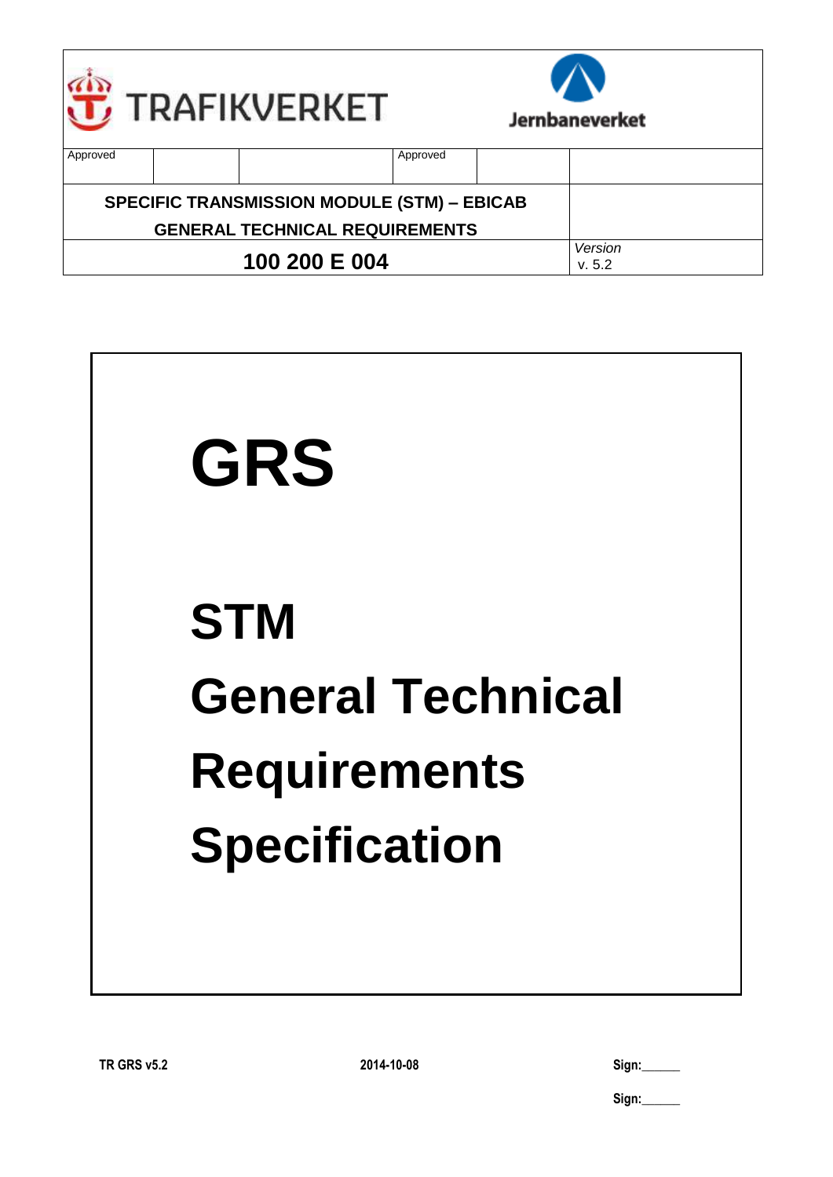| TRAFIKVERKET | | | | | Jernbaneverket |
|---|---|---|---|---|---|
| Approved | | | Approved | | |
| **SPECIFIC TRANSMISSION MODULE (STM) – EBICAB GENERAL TECHNICAL REQUIREMENTS** | | | | | |
| **100 200 E 004** | | | | | *Version* v. 5.2 |

# GRS

# STM

# General Technical Requirements Specification

**TR GRS v5.2** **2014-10-08** **Sign:______**

**Sign:______**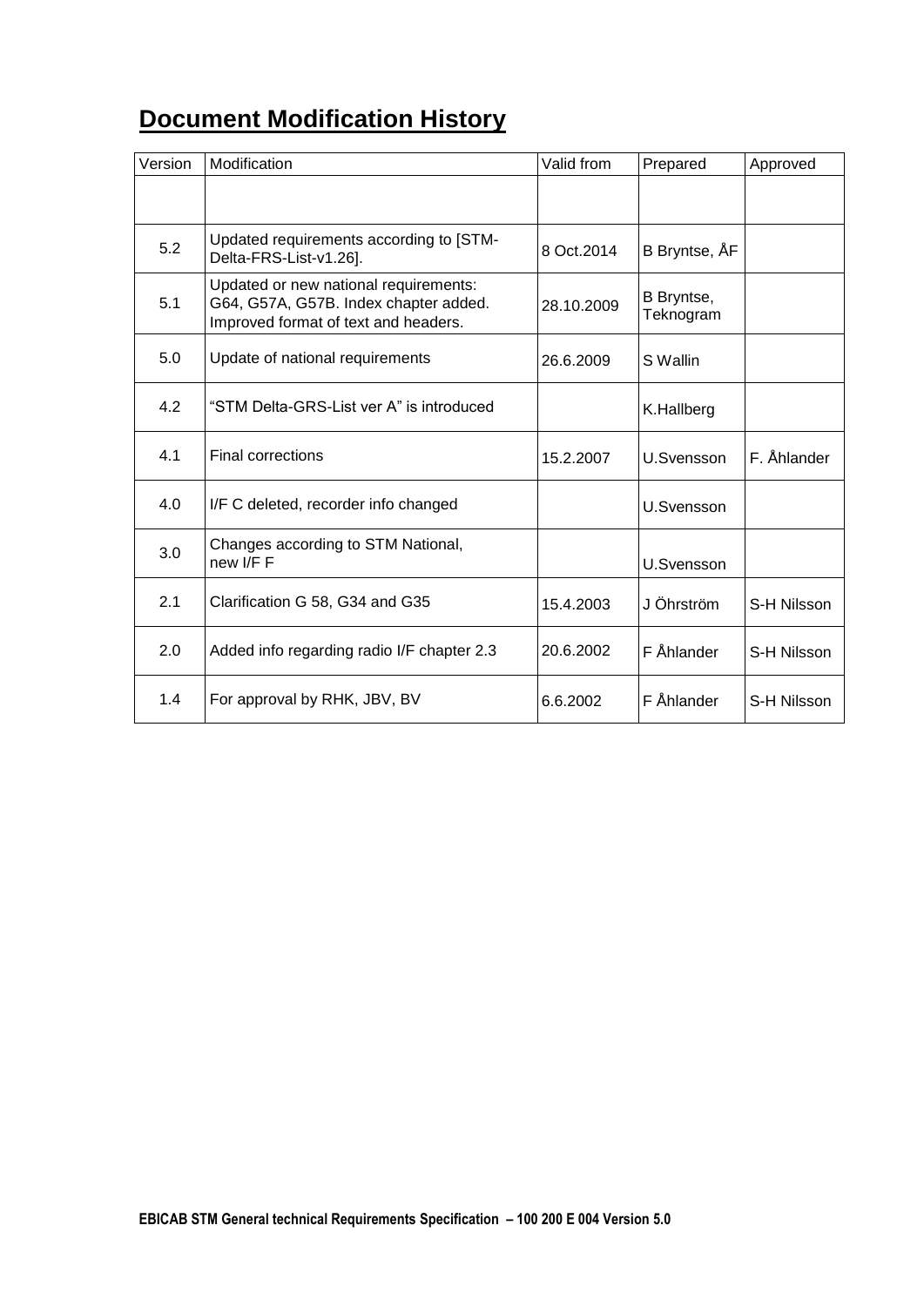# Document Modification History

| Version | Modification | Valid from | Prepared | Approved |
|---|---|---|---|---|
| | | | | |
| 5.2 | Updated requirements according to [STM-Delta-FRS-List-v1.26]. | 8 Oct.2014 | B Bryntse, ÅF | |
| 5.1 | Updated or new national requirements: G64, G57A, G57B. Index chapter added. Improved format of text and headers. | 28.10.2009 | B Bryntse, Teknogram | |
| 5.0 | Update of national requirements | 26.6.2009 | S Wallin | |
| 4.2 | “STM Delta-GRS-List ver A” is introduced | | K.Hallberg | |
| 4.1 | Final corrections | 15.2.2007 | U.Svensson | F. Åhlander |
| 4.0 | I/F C deleted, recorder info changed | | U.Svensson | |
| 3.0 | Changes according to STM National, new I/F F | | U.Svensson | |
| 2.1 | Clarification G 58, G34 and G35 | 15.4.2003 | J Öhrström | S-H Nilsson |
| 2.0 | Added info regarding radio I/F chapter 2.3 | 20.6.2002 | F Åhlander | S-H Nilsson |
| 1.4 | For approval by RHK, JBV, BV | 6.6.2002 | F Åhlander | S-H Nilsson |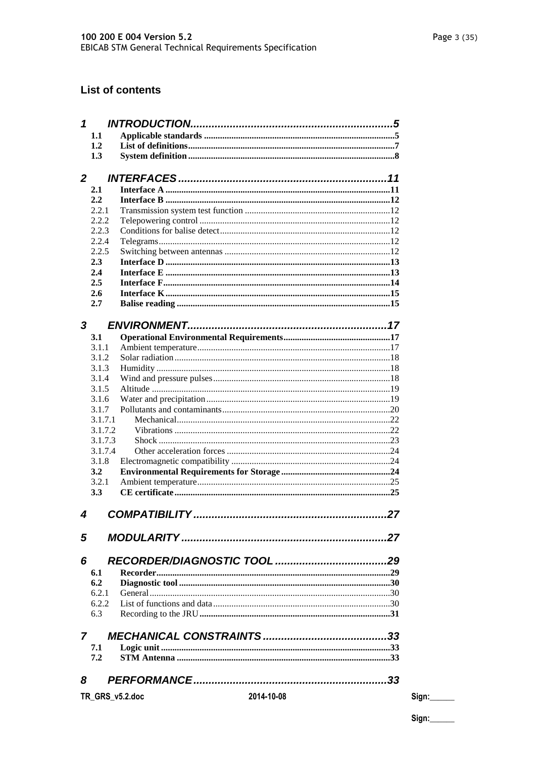## List of contents

- **1 INTRODUCTION** ... 5
  - **1.1 Applicable standards** ... 5
  - **1.2 List of definitions** ... 7
  - **1.3 System definition** ... 8
- **2 INTERFACES** ... 11
  - **2.1 Interface A** ... 11
  - **2.2 Interface B** ... 12
    - 2.2.1 Transmission system test function ... 12
    - 2.2.2 Telepowering control ... 12
    - 2.2.3 Conditions for balise detect ... 12
    - 2.2.4 Telegrams ... 12
    - 2.2.5 Switching between antennas ... 12
  - **2.3 Interface D** ... 13
  - **2.4 Interface E** ... 13
  - **2.5 Interface F** ... 14
  - **2.6 Interface K** ... 15
  - **2.7 Balise reading** ... 15
- **3 ENVIRONMENT** ... 17
  - **3.1 Operational Environmental Requirements** ... 17
    - 3.1.1 Ambient temperature ... 17
    - 3.1.2 Solar radiation ... 18
    - 3.1.3 Humidity ... 18
    - 3.1.4 Wind and pressure pulses ... 18
    - 3.1.5 Altitude ... 19
    - 3.1.6 Water and precipitation ... 19
    - 3.1.7 Pollutants and contaminants ... 20
      - 3.1.7.1 Mechanical ... 22
      - 3.1.7.2 Vibrations ... 22
      - 3.1.7.3 Shock ... 23
      - 3.1.7.4 Other acceleration forces ... 24
    - 3.1.8 Electromagnetic compatibility ... 24
  - **3.2 Environmental Requirements for Storage** ... 24
    - 3.2.1 Ambient temperature ... 25
  - **3.3 CE certificate** ... 25
- **4 COMPATIBILITY** ... 27
- **5 MODULARITY** ... 27
- **6 RECORDER/DIAGNOSTIC TOOL** ... 29
  - **6.1 Recorder** ... 29
  - **6.2 Diagnostic tool** ... 30
    - 6.2.1 General ... 30
    - 6.2.2 List of functions and data ... 30
  - 6.3 Recording to the JRU ... 31
- **7 MECHANICAL CONSTRAINTS** ... 33
  - **7.1 Logic unit** ... 33
  - **7.2 STM Antenna** ... 33
- **8 PERFORMANCE** ... 33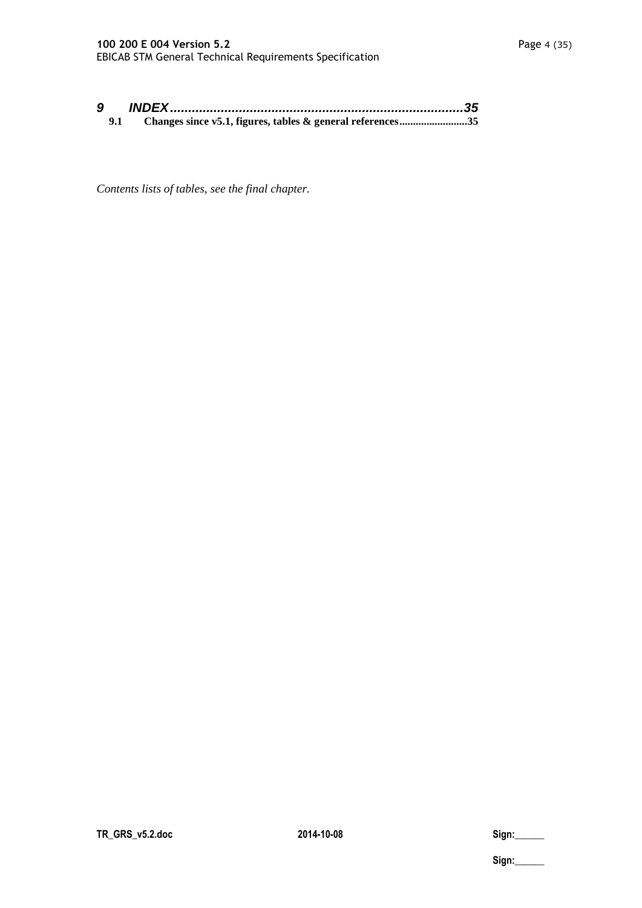**9 INDEX..........................................................................................35**

**9.1 Changes since v5.1, figures, tables & general references.........................35**

*Contents lists of tables, see the final chapter.*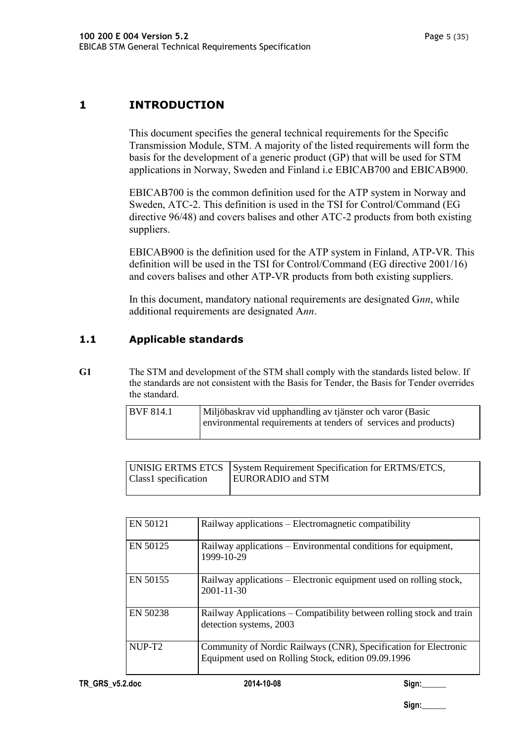# 1 INTRODUCTION

This document specifies the general technical requirements for the Specific Transmission Module, STM. A majority of the listed requirements will form the basis for the development of a generic product (GP) that will be used for STM applications in Norway, Sweden and Finland i.e EBICAB700 and EBICAB900.

EBICAB700 is the common definition used for the ATP system in Norway and Sweden, ATC-2. This definition is used in the TSI for Control/Command (EG directive 96/48) and covers balises and other ATC-2 products from both existing suppliers.

EBICAB900 is the definition used for the ATP system in Finland, ATP-VR. This definition will be used in the TSI for Control/Command (EG directive 2001/16) and covers balises and other ATP-VR products from both existing suppliers.

In this document, mandatory national requirements are designated G*nn*, while additional requirements are designated A*nn*.

## 1.1 Applicable standards

**G1** The STM and development of the STM shall comply with the standards listed below. If the standards are not consistent with the Basis for Tender, the Basis for Tender overrides the standard.

| BVF 814.1 | Miljöbaskrav vid upphandling av tjänster och varor (Basic environmental requirements at tenders of services and products) |
|---|---|

| UNISIG ERTMS ETCS Class1 specification | System Requirement Specification for ERTMS/ETCS, EURORADIO and STM |
|---|---|

| EN 50121 | Railway applications – Electromagnetic compatibility |
|---|---|
| EN 50125 | Railway applications – Environmental conditions for equipment, 1999-10-29 |
| EN 50155 | Railway applications – Electronic equipment used on rolling stock, 2001-11-30 |
| EN 50238 | Railway Applications – Compatibility between rolling stock and train detection systems, 2003 |
| NUP-T2 | Community of Nordic Railways (CNR), Specification for Electronic Equipment used on Rolling Stock, edition 09.09.1996 |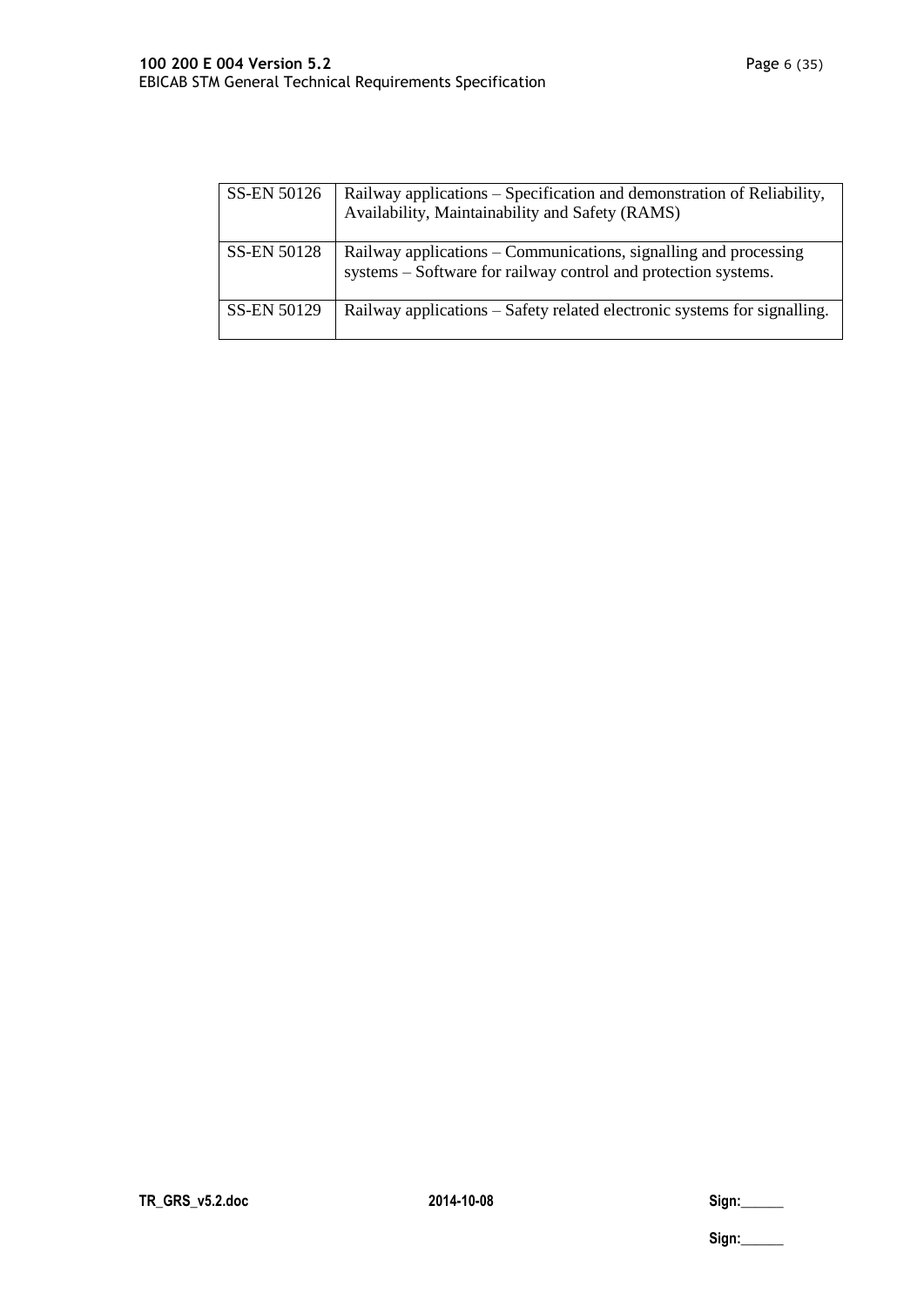| | |
|---|---|
| SS-EN 50126 | Railway applications – Specification and demonstration of Reliability, Availability, Maintainability and Safety (RAMS) |
| SS-EN 50128 | Railway applications – Communications, signalling and processing systems – Software for railway control and protection systems. |
| SS-EN 50129 | Railway applications – Safety related electronic systems for signalling. |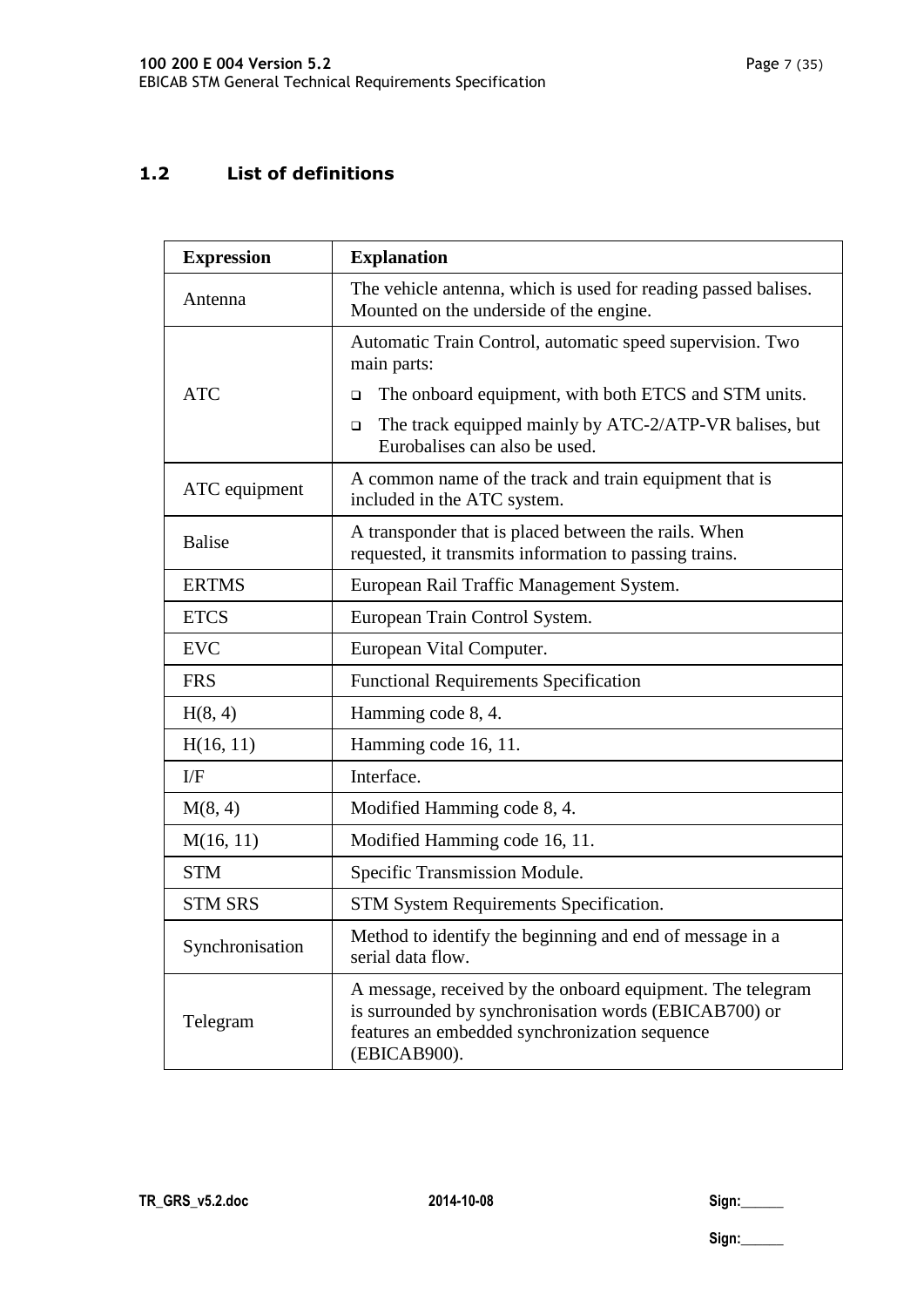## 1.2 List of definitions

| Expression | Explanation |
|---|---|
| Antenna | The vehicle antenna, which is used for reading passed balises. Mounted on the underside of the engine. |
| ATC | Automatic Train Control, automatic speed supervision. Two main parts:<br>- The onboard equipment, with both ETCS and STM units.<br>- The track equipped mainly by ATC-2/ATP-VR balises, but Eurobalises can also be used. |
| ATC equipment | A common name of the track and train equipment that is included in the ATC system. |
| Balise | A transponder that is placed between the rails. When requested, it transmits information to passing trains. |
| ERTMS | European Rail Traffic Management System. |
| ETCS | European Train Control System. |
| EVC | European Vital Computer. |
| FRS | Functional Requirements Specification |
| H(8, 4) | Hamming code 8, 4. |
| H(16, 11) | Hamming code 16, 11. |
| I/F | Interface. |
| M(8, 4) | Modified Hamming code 8, 4. |
| M(16, 11) | Modified Hamming code 16, 11. |
| STM | Specific Transmission Module. |
| STM SRS | STM System Requirements Specification. |
| Synchronisation | Method to identify the beginning and end of message in a serial data flow. |
| Telegram | A message, received by the onboard equipment. The telegram is surrounded by synchronisation words (EBICAB700) or features an embedded synchronization sequence (EBICAB900). |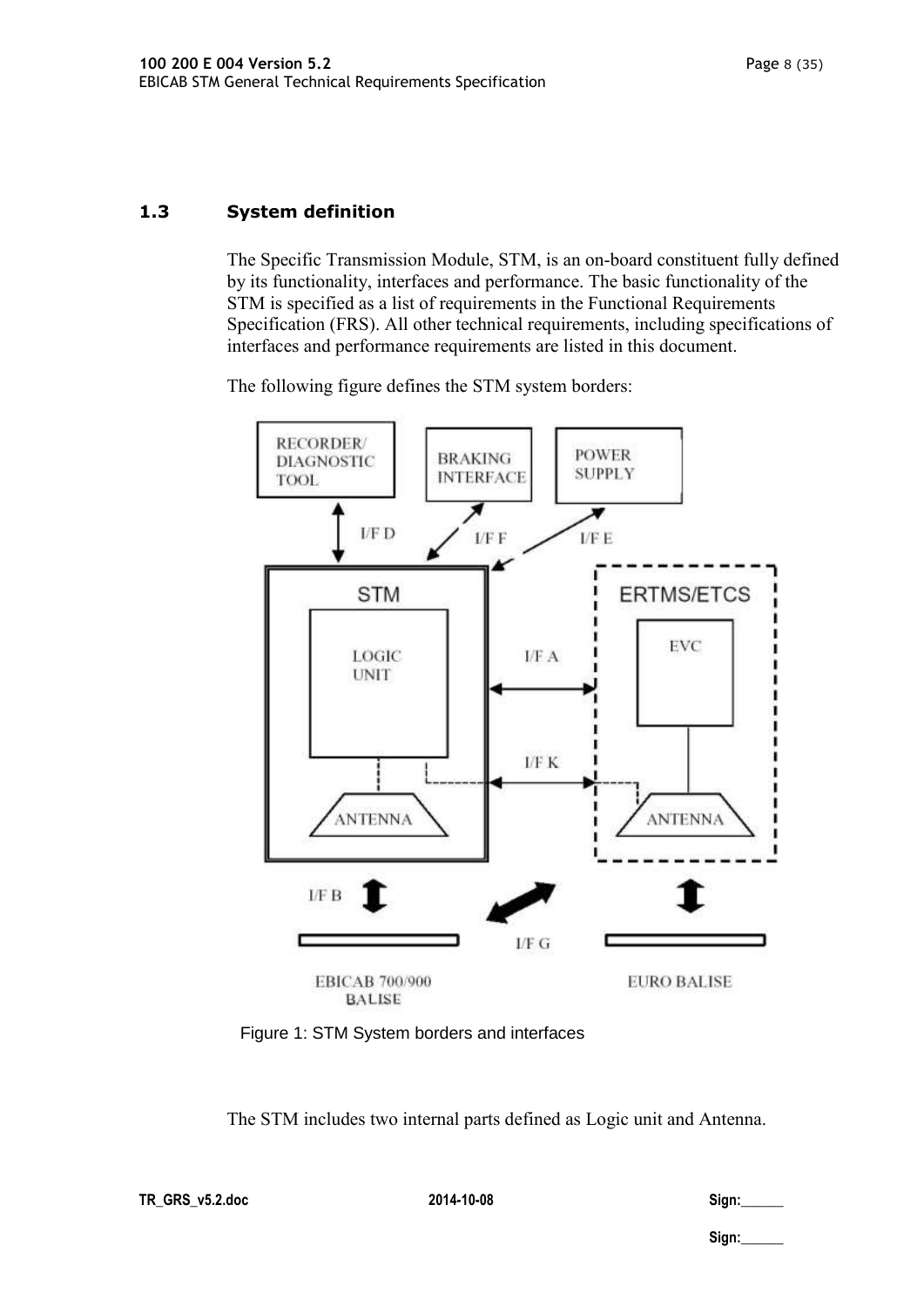### 1.3 System definition

The Specific Transmission Module, STM, is an on-board constituent fully defined by its functionality, interfaces and performance. The basic functionality of the STM is specified as a list of requirements in the Functional Requirements Specification (FRS). All other technical requirements, including specifications of interfaces and performance requirements are listed in this document.

The following figure defines the STM system borders:

Figure 1: STM System borders and interfaces

The STM includes two internal parts defined as Logic unit and Antenna.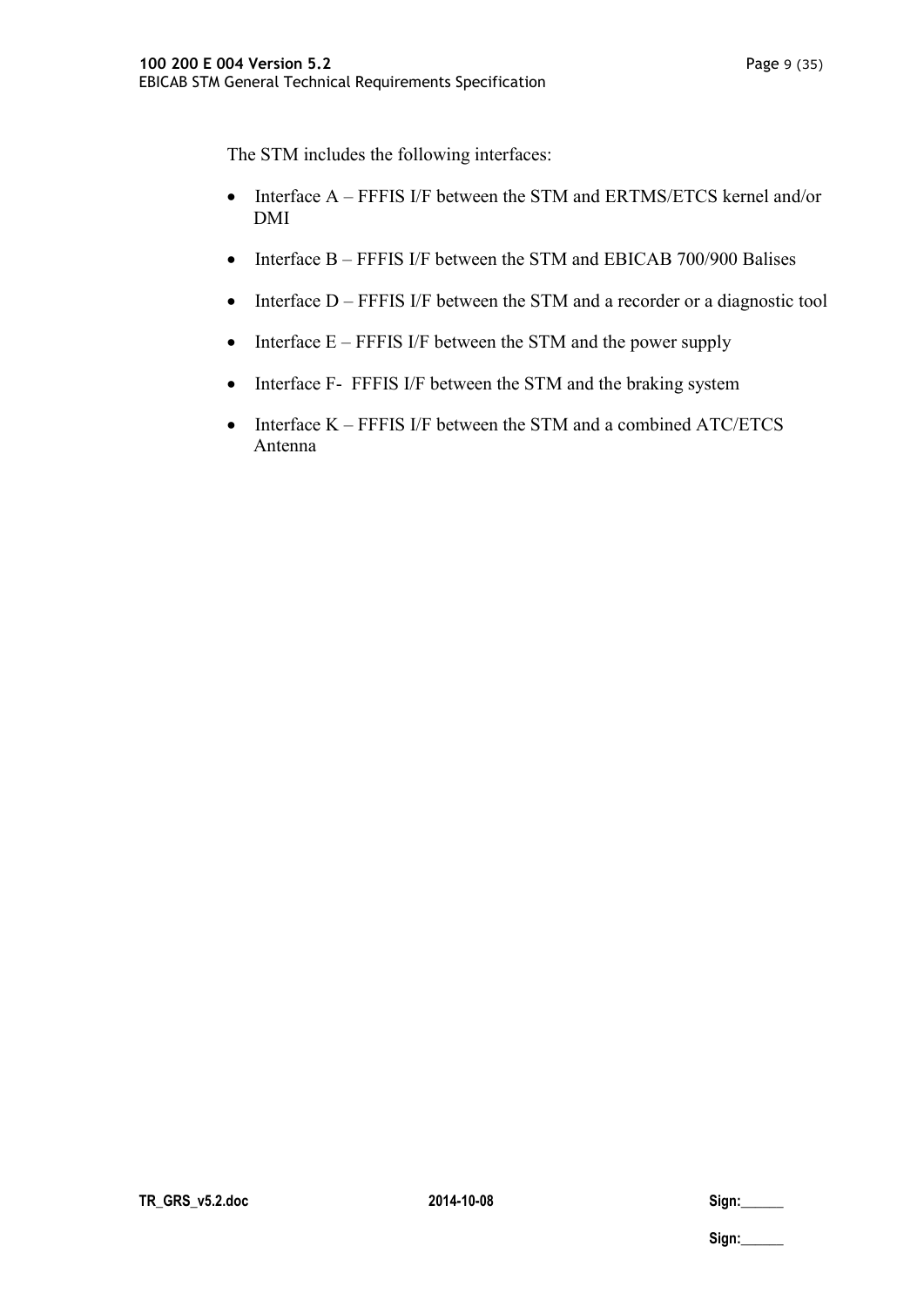The STM includes the following interfaces:

- Interface A – FFFIS I/F between the STM and ERTMS/ETCS kernel and/or DMI
- Interface B – FFFIS I/F between the STM and EBICAB 700/900 Balises
- Interface D – FFFIS I/F between the STM and a recorder or a diagnostic tool
- Interface E – FFFIS I/F between the STM and the power supply
- Interface F- FFFIS I/F between the STM and the braking system
- Interface K – FFFIS I/F between the STM and a combined ATC/ETCS Antenna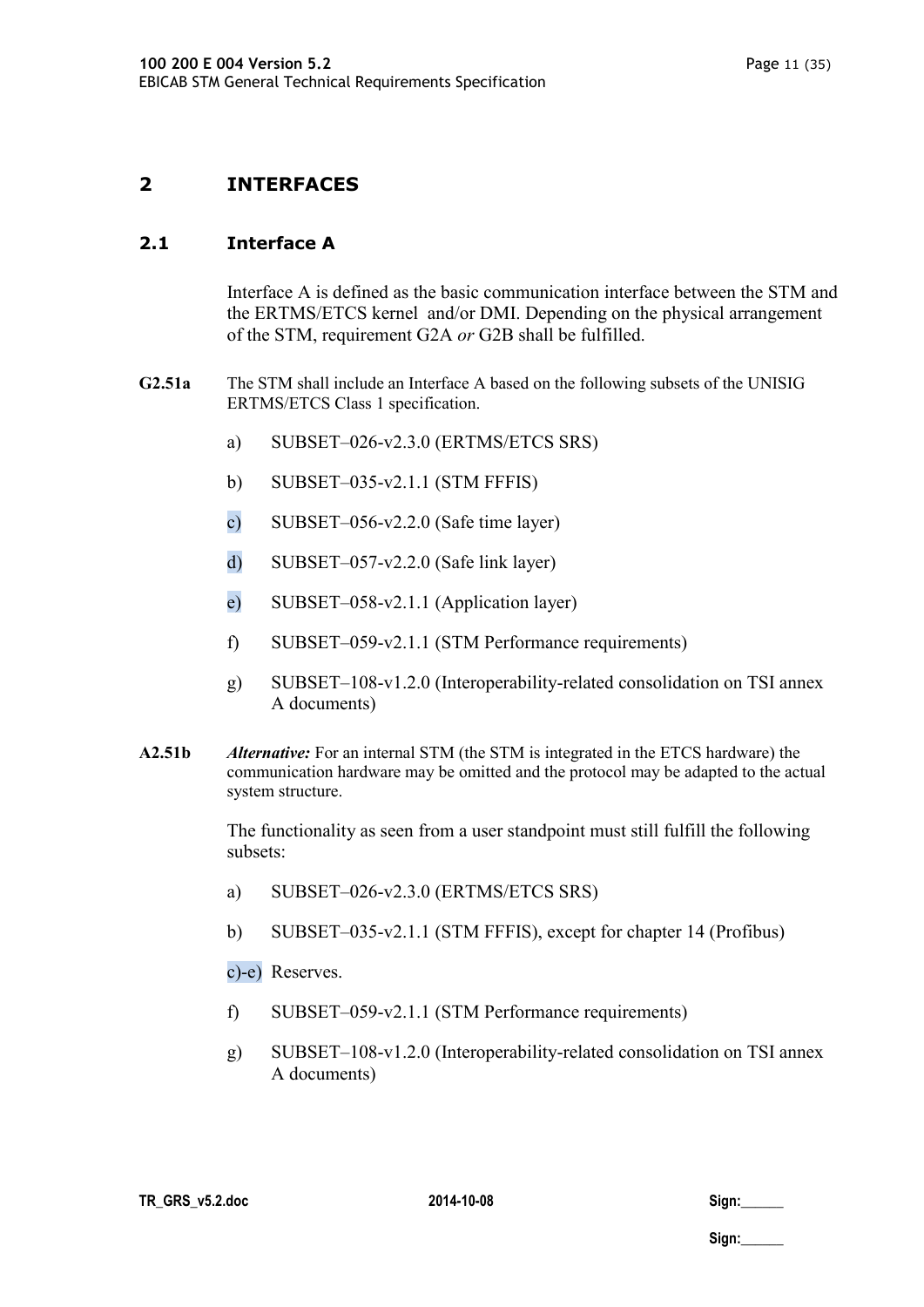# 2 INTERFACES

## 2.1 Interface A

Interface A is defined as the basic communication interface between the STM and the ERTMS/ETCS kernel and/or DMI. Depending on the physical arrangement of the STM, requirement G2A *or* G2B shall be fulfilled.

**G2.51a** The STM shall include an Interface A based on the following subsets of the UNISIG ERTMS/ETCS Class 1 specification.

a) SUBSET–026-v2.3.0 (ERTMS/ETCS SRS)

b) SUBSET–035-v2.1.1 (STM FFFIS)

c) SUBSET–056-v2.2.0 (Safe time layer)

d) SUBSET–057-v2.2.0 (Safe link layer)

e) SUBSET–058-v2.1.1 (Application layer)

f) SUBSET–059-v2.1.1 (STM Performance requirements)

g) SUBSET–108-v1.2.0 (Interoperability-related consolidation on TSI annex A documents)

**A2.51b** ***Alternative:*** For an internal STM (the STM is integrated in the ETCS hardware) the communication hardware may be omitted and the protocol may be adapted to the actual system structure.

The functionality as seen from a user standpoint must still fulfill the following subsets:

a) SUBSET–026-v2.3.0 (ERTMS/ETCS SRS)

b) SUBSET–035-v2.1.1 (STM FFFIS), except for chapter 14 (Profibus)

c)-e) Reserves.

f) SUBSET–059-v2.1.1 (STM Performance requirements)

g) SUBSET–108-v1.2.0 (Interoperability-related consolidation on TSI annex A documents)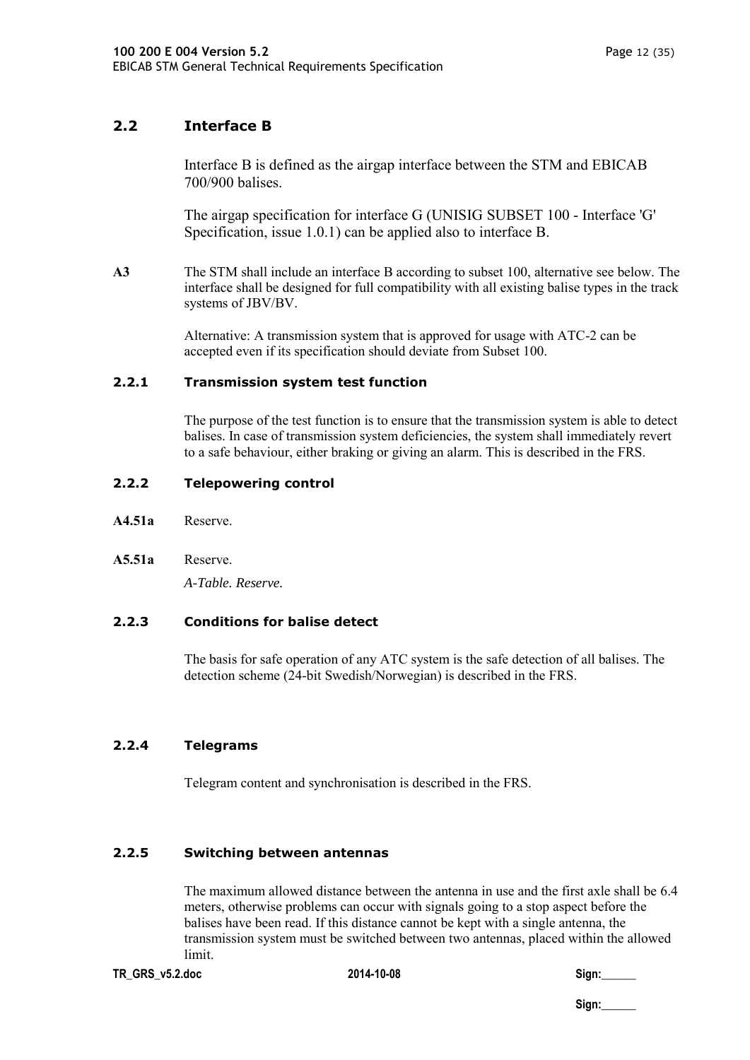## 2.2 Interface B

Interface B is defined as the airgap interface between the STM and EBICAB 700/900 balises.

The airgap specification for interface G (UNISIG SUBSET 100 - Interface 'G' Specification, issue 1.0.1) can be applied also to interface B.

**A3** The STM shall include an interface B according to subset 100, alternative see below. The interface shall be designed for full compatibility with all existing balise types in the track systems of JBV/BV.

Alternative: A transmission system that is approved for usage with ATC-2 can be accepted even if its specification should deviate from Subset 100.

### 2.2.1 Transmission system test function

The purpose of the test function is to ensure that the transmission system is able to detect balises. In case of transmission system deficiencies, the system shall immediately revert to a safe behaviour, either braking or giving an alarm. This is described in the FRS.

### 2.2.2 Telepowering control

**A4.51a** Reserve.

**A5.51a** Reserve.

*A-Table. Reserve.*

### 2.2.3 Conditions for balise detect

The basis for safe operation of any ATC system is the safe detection of all balises. The detection scheme (24-bit Swedish/Norwegian) is described in the FRS.

### 2.2.4 Telegrams

Telegram content and synchronisation is described in the FRS.

### 2.2.5 Switching between antennas

The maximum allowed distance between the antenna in use and the first axle shall be 6.4 meters, otherwise problems can occur with signals going to a stop aspect before the balises have been read. If this distance cannot be kept with a single antenna, the transmission system must be switched between two antennas, placed within the allowed limit.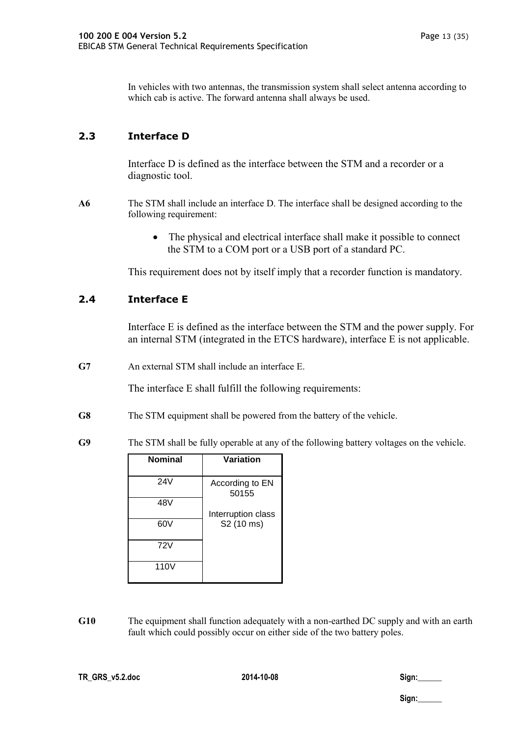In vehicles with two antennas, the transmission system shall select antenna according to which cab is active. The forward antenna shall always be used.

## 2.3 Interface D

Interface D is defined as the interface between the STM and a recorder or a diagnostic tool.

**A6** The STM shall include an interface D. The interface shall be designed according to the following requirement:

- The physical and electrical interface shall make it possible to connect the STM to a COM port or a USB port of a standard PC.

This requirement does not by itself imply that a recorder function is mandatory.

## 2.4 Interface E

Interface E is defined as the interface between the STM and the power supply. For an internal STM (integrated in the ETCS hardware), interface E is not applicable.

**G7** An external STM shall include an interface E.

The interface E shall fulfill the following requirements:

**G8** The STM equipment shall be powered from the battery of the vehicle.

**G9** The STM shall be fully operable at any of the following battery voltages on the vehicle.

| Nominal | Variation |
|---|---|
| 24V | According to EN 50155<br><br>Interruption class S2 (10 ms) |
| 48V | |
| 60V | |
| 72V | |
| 110V | |

**G10** The equipment shall function adequately with a non-earthed DC supply and with an earth fault which could possibly occur on either side of the two battery poles.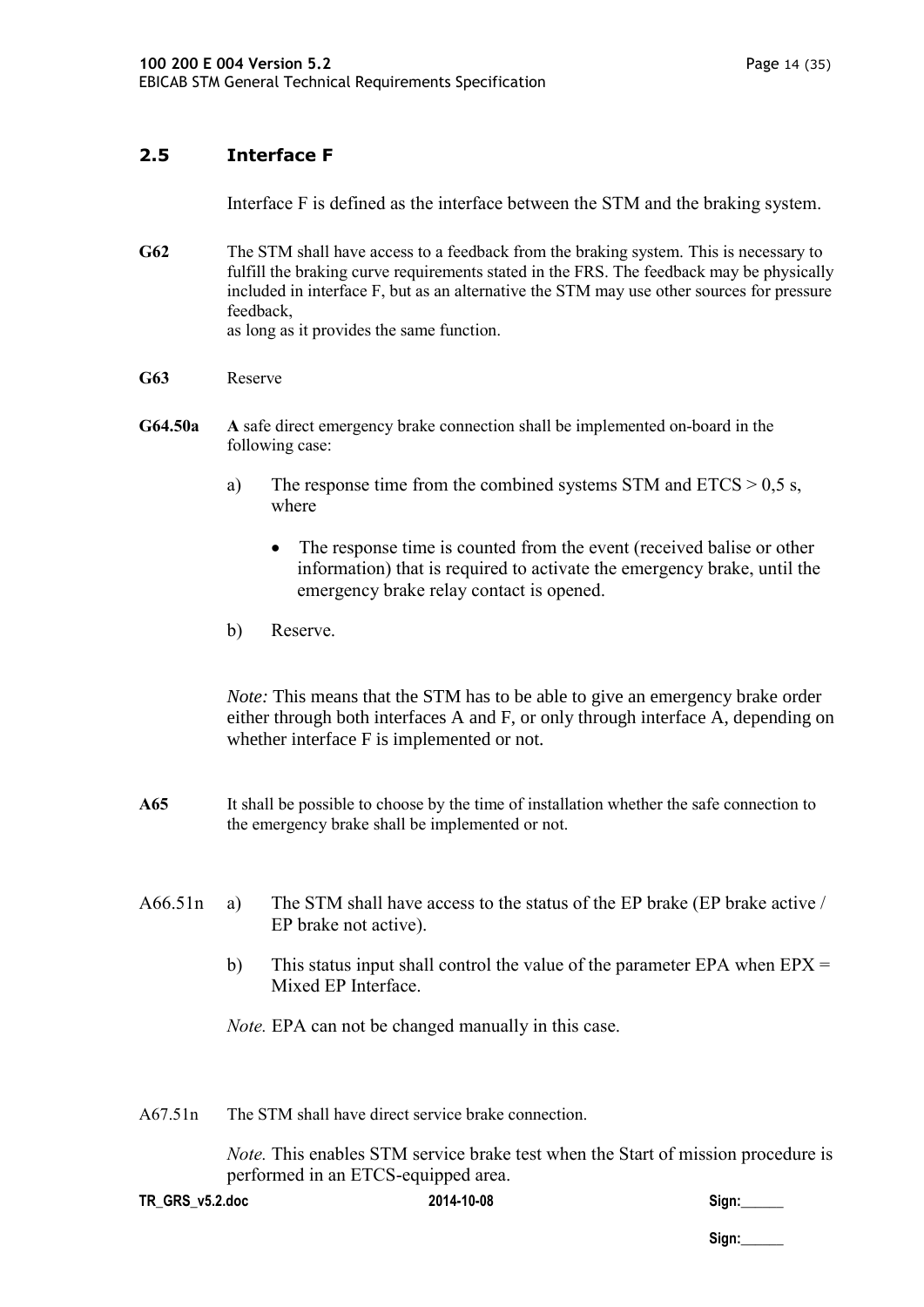## 2.5 Interface F

Interface F is defined as the interface between the STM and the braking system.

**G62** The STM shall have access to a feedback from the braking system. This is necessary to fulfill the braking curve requirements stated in the FRS. The feedback may be physically included in interface F, but as an alternative the STM may use other sources for pressure feedback,
as long as it provides the same function.

**G63** Reserve

**G64.50a** **A** safe direct emergency brake connection shall be implemented on-board in the following case:

a) The response time from the combined systems STM and ETCS > 0,5 s, where

- The response time is counted from the event (received balise or other information) that is required to activate the emergency brake, until the emergency brake relay contact is opened.

b) Reserve.

*Note:* This means that the STM has to be able to give an emergency brake order either through both interfaces A and F, or only through interface A, depending on whether interface F is implemented or not.

**A65** It shall be possible to choose by the time of installation whether the safe connection to the emergency brake shall be implemented or not.

A66.51n a) The STM shall have access to the status of the EP brake (EP brake active / EP brake not active).

b) This status input shall control the value of the parameter EPA when EPX = Mixed EP Interface.

*Note.* EPA can not be changed manually in this case.

A67.51n The STM shall have direct service brake connection.

*Note.* This enables STM service brake test when the Start of mission procedure is performed in an ETCS-equipped area.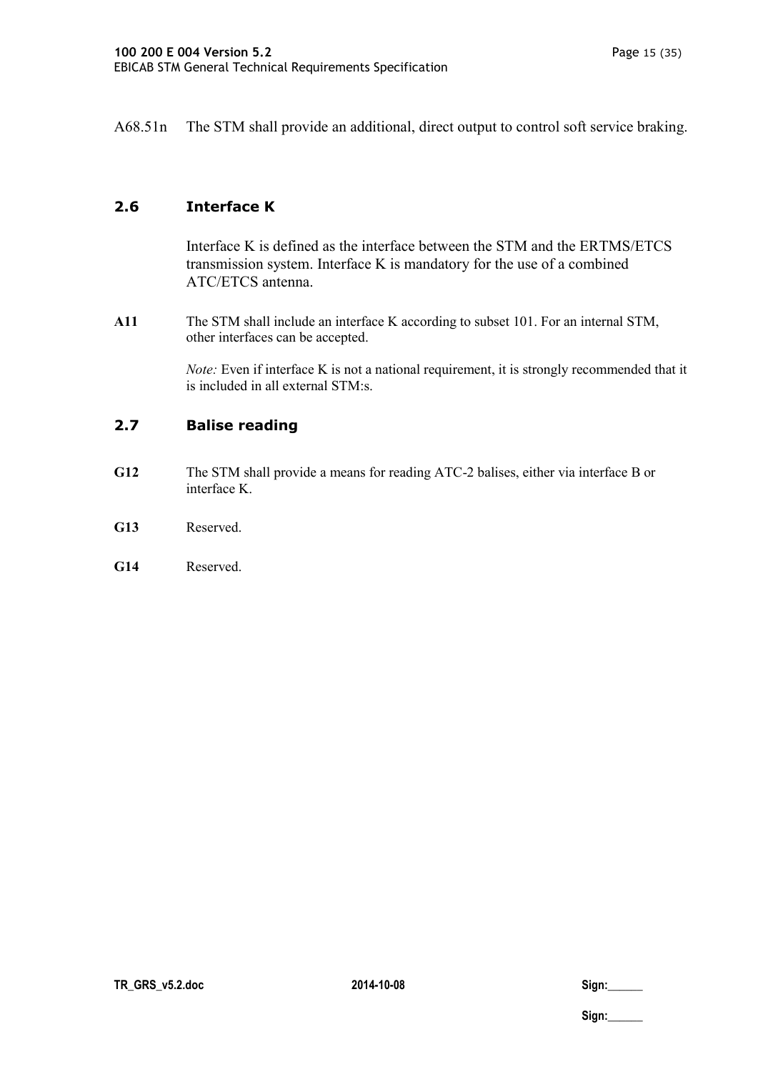A68.51n The STM shall provide an additional, direct output to control soft service braking.

## 2.6 Interface K

Interface K is defined as the interface between the STM and the ERTMS/ETCS transmission system. Interface K is mandatory for the use of a combined ATC/ETCS antenna.

**A11** The STM shall include an interface K according to subset 101. For an internal STM, other interfaces can be accepted.

*Note:* Even if interface K is not a national requirement, it is strongly recommended that it is included in all external STM:s.

## 2.7 Balise reading

**G12** The STM shall provide a means for reading ATC-2 balises, either via interface B or interface K.

**G13** Reserved.

**G14** Reserved.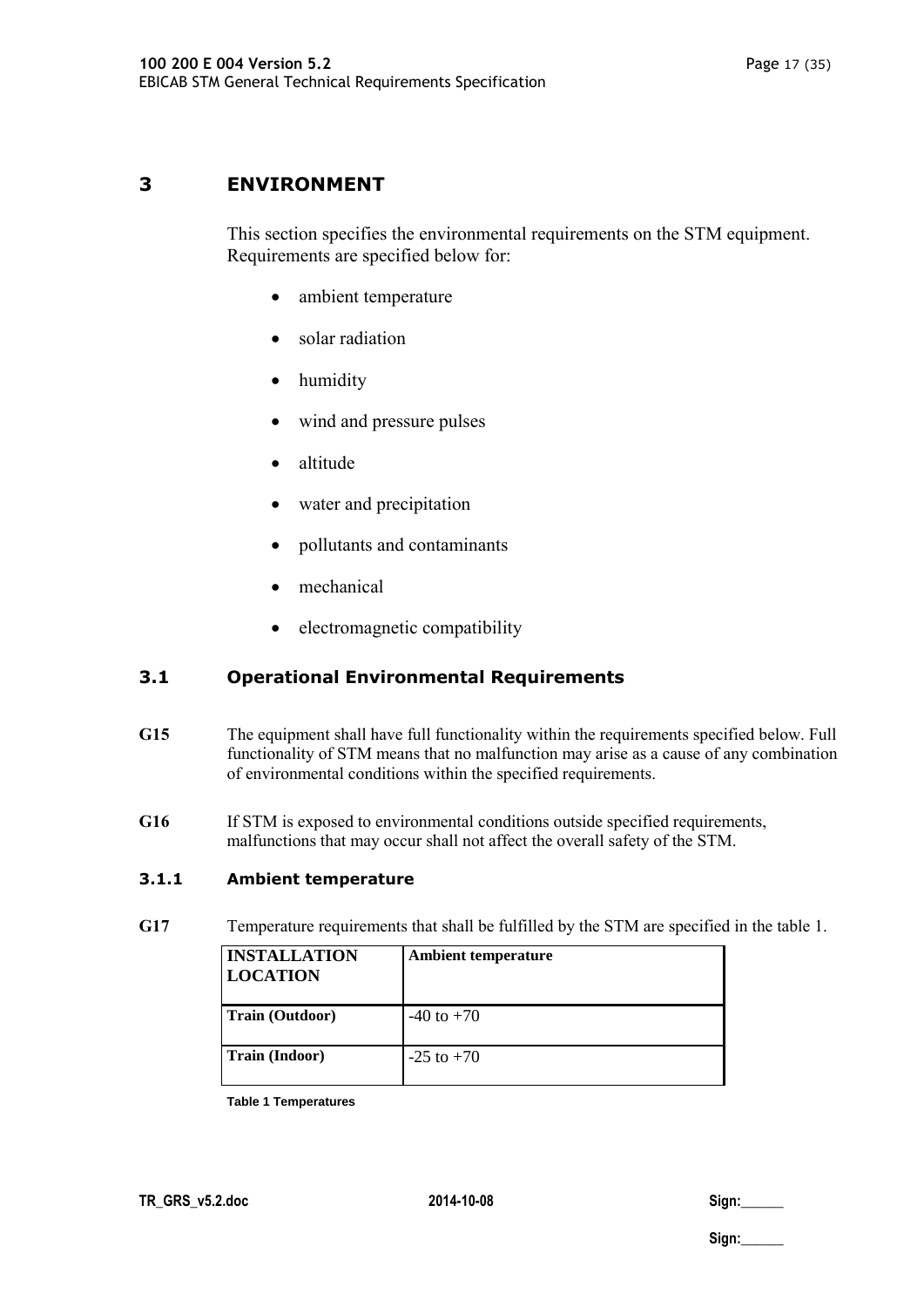# 3 ENVIRONMENT

This section specifies the environmental requirements on the STM equipment. Requirements are specified below for:

- ambient temperature
- solar radiation
- humidity
- wind and pressure pulses
- altitude
- water and precipitation
- pollutants and contaminants
- mechanical
- electromagnetic compatibility

## 3.1 Operational Environmental Requirements

**G15** The equipment shall have full functionality within the requirements specified below. Full functionality of STM means that no malfunction may arise as a cause of any combination of environmental conditions within the specified requirements.

**G16** If STM is exposed to environmental conditions outside specified requirements, malfunctions that may occur shall not affect the overall safety of the STM.

### 3.1.1 Ambient temperature

**G17** Temperature requirements that shall be fulfilled by the STM are specified in the table 1.

| INSTALLATION LOCATION | Ambient temperature |
|---|---|
| **Train (Outdoor)** | -40 to +70 |
| **Train (Indoor)** | -25 to +70 |

**Table 1 Temperatures**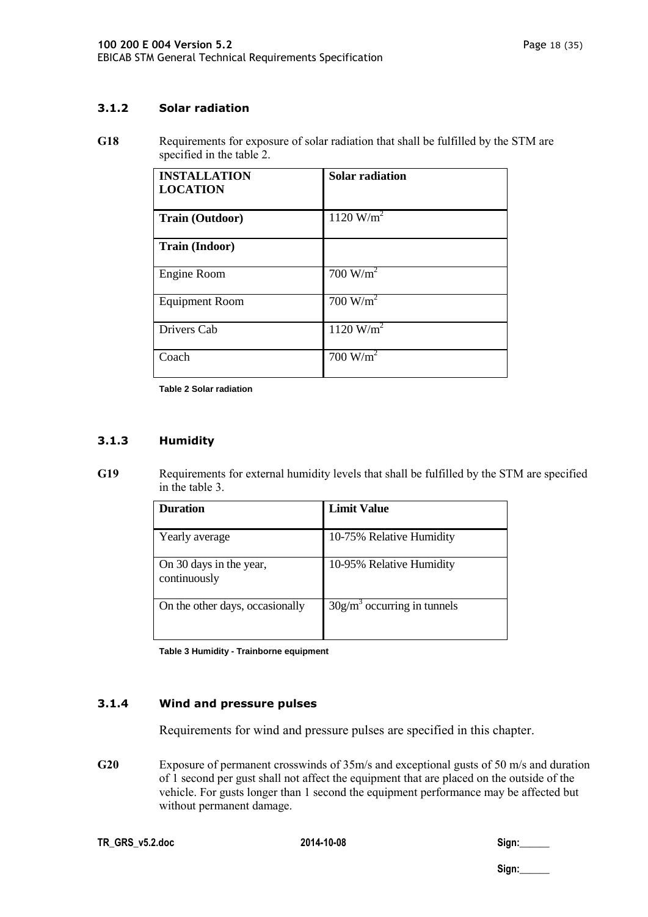### 3.1.2 Solar radiation

**G18** Requirements for exposure of solar radiation that shall be fulfilled by the STM are specified in the table 2.

| INSTALLATION LOCATION | Solar radiation |
|---|---|
| **Train (Outdoor)** | 1120 W/m$^2$ |
| **Train (Indoor)** | |
| Engine Room | 700 W/m$^2$ |
| Equipment Room | 700 W/m$^2$ |
| Drivers Cab | 1120 W/m$^2$ |
| Coach | 700 W/m$^2$ |

**Table 2 Solar radiation**

### 3.1.3 Humidity

**G19** Requirements for external humidity levels that shall be fulfilled by the STM are specified in the table 3.

| Duration | Limit Value |
|---|---|
| Yearly average | 10-75% Relative Humidity |
| On 30 days in the year, continuously | 10-95% Relative Humidity |
| On the other days, occasionally | 30g/m$^3$ occurring in tunnels |

**Table 3 Humidity - Trainborne equipment**

### 3.1.4 Wind and pressure pulses

Requirements for wind and pressure pulses are specified in this chapter.

**G20** Exposure of permanent crosswinds of 35m/s and exceptional gusts of 50 m/s and duration of 1 second per gust shall not affect the equipment that are placed on the outside of the vehicle. For gusts longer than 1 second the equipment performance may be affected but without permanent damage.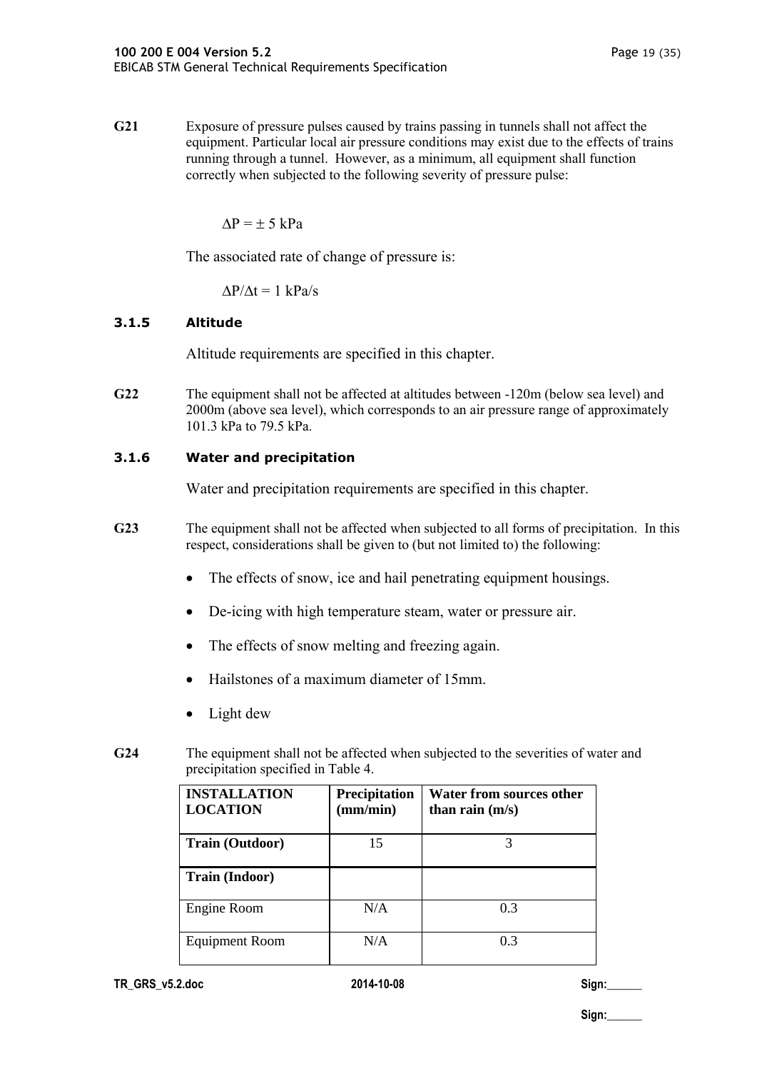**G21** Exposure of pressure pulses caused by trains passing in tunnels shall not affect the equipment. Particular local air pressure conditions may exist due to the effects of trains running through a tunnel. However, as a minimum, all equipment shall function correctly when subjected to the following severity of pressure pulse:

$$\Delta P = \pm 5 \text{ kPa}$$

The associated rate of change of pressure is:

$$\Delta P/\Delta t = 1 \text{ kPa/s}$$

### 3.1.5 Altitude

Altitude requirements are specified in this chapter.

**G22** The equipment shall not be affected at altitudes between -120m (below sea level) and 2000m (above sea level), which corresponds to an air pressure range of approximately 101.3 kPa to 79.5 kPa.

### 3.1.6 Water and precipitation

Water and precipitation requirements are specified in this chapter.

**G23** The equipment shall not be affected when subjected to all forms of precipitation. In this respect, considerations shall be given to (but not limited to) the following:

- The effects of snow, ice and hail penetrating equipment housings.
- De-icing with high temperature steam, water or pressure air.
- The effects of snow melting and freezing again.
- Hailstones of a maximum diameter of 15mm.
- Light dew

**G24** The equipment shall not be affected when subjected to the severities of water and precipitation specified in Table 4.

| INSTALLATION LOCATION | Precipitation (mm/min) | Water from sources other than rain (m/s) |
|---|---|---|
| **Train (Outdoor)** | 15 | 3 |
| **Train (Indoor)** | | |
| Engine Room | N/A | 0.3 |
| Equipment Room | N/A | 0.3 |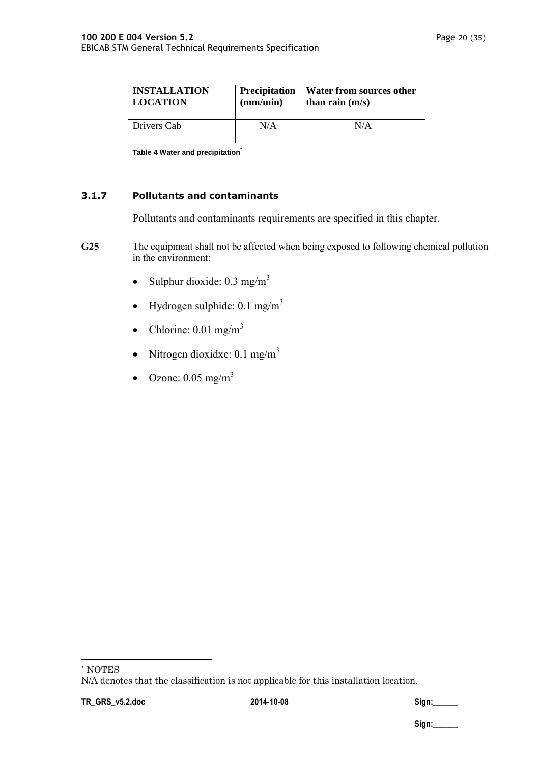| INSTALLATION LOCATION | Precipitation (mm/min) | Water from sources other than rain (m/s) |
|---|---|---|
| Drivers Cab | N/A | N/A |

Table 4 Water and precipitation*

### 3.1.7 Pollutants and contaminants

Pollutants and contaminants requirements are specified in this chapter.

**G25** The equipment shall not be affected when being exposed to following chemical pollution in the environment:

- Sulphur dioxide: 0.3 mg/m$^3$
- Hydrogen sulphide: 0.1 mg/m$^3$
- Chlorine: 0.01 mg/m$^3$
- Nitrogen dioxidxe: 0.1 mg/m$^3$
- Ozone: 0.05 mg/m$^3$

---

* NOTES
N/A denotes that the classification is not applicable for this installation location.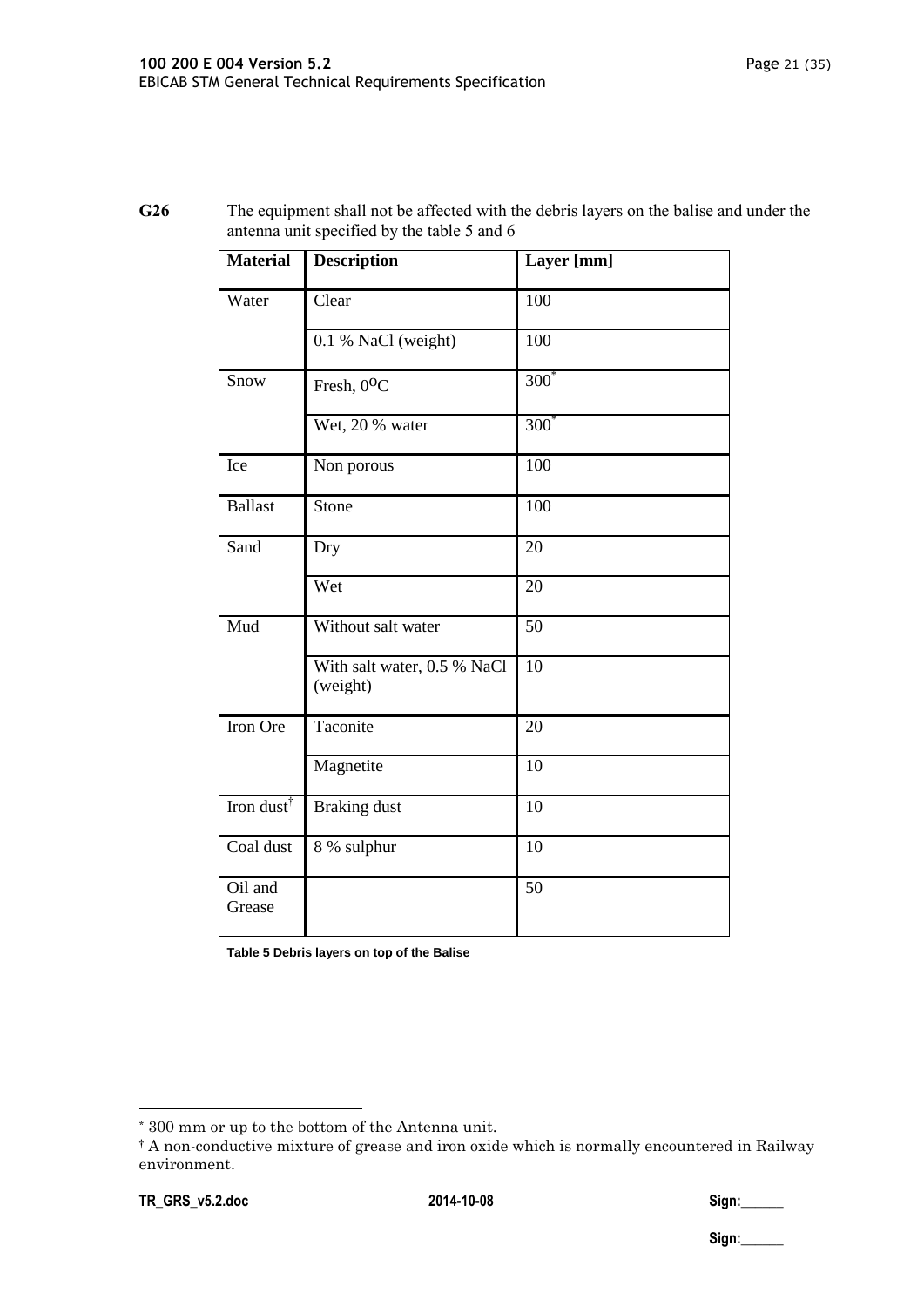**G26** The equipment shall not be affected with the debris layers on the balise and under the antenna unit specified by the table 5 and 6

| Material | Description | Layer [mm] |
|---|---|---|
| Water | Clear | 100 |
| | 0.1 % NaCl (weight) | 100 |
| Snow | Fresh, 0°C | 300* |
| | Wet, 20 % water | 300* |
| Ice | Non porous | 100 |
| Ballast | Stone | 100 |
| Sand | Dry | 20 |
| | Wet | 20 |
| Mud | Without salt water | 50 |
| | With salt water, 0.5 % NaCl (weight) | 10 |
| Iron Ore | Taconite | 20 |
| | Magnetite | 10 |
| Iron dust† | Braking dust | 10 |
| Coal dust | 8 % sulphur | 10 |
| Oil and Grease | | 50 |

**Table 5 Debris layers on top of the Balise**

* 300 mm or up to the bottom of the Antenna unit.

† A non-conductive mixture of grease and iron oxide which is normally encountered in Railway environment.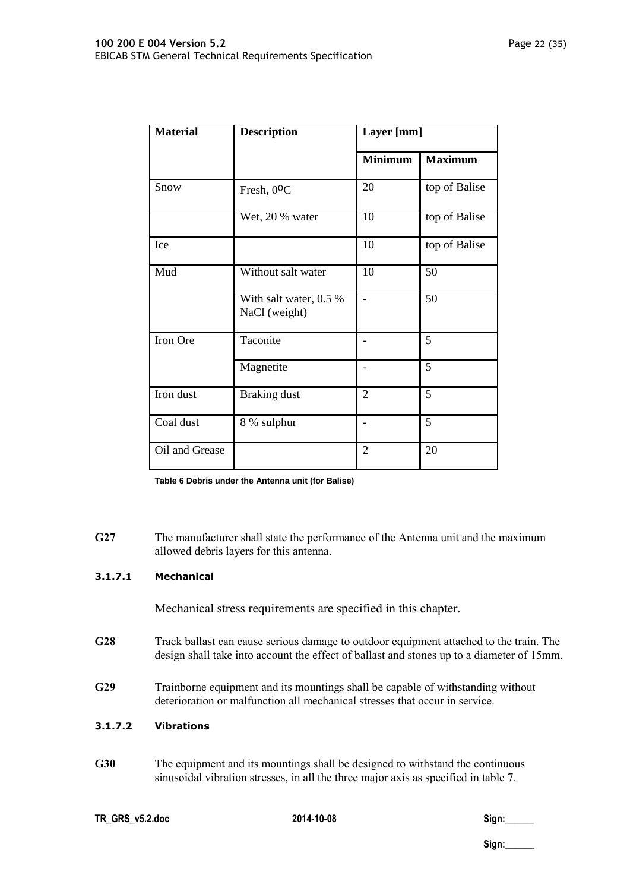| Material | Description | Layer [mm] | |
|---|---|---|---|
| | | Minimum | Maximum |
| Snow | Fresh, 0ºC | 20 | top of Balise |
| | Wet, 20 % water | 10 | top of Balise |
| Ice | | 10 | top of Balise |
| Mud | Without salt water | 10 | 50 |
| | With salt water, 0.5 % NaCl (weight) | - | 50 |
| Iron Ore | Taconite | - | 5 |
| | Magnetite | - | 5 |
| Iron dust | Braking dust | 2 | 5 |
| Coal dust | 8 % sulphur | - | 5 |
| Oil and Grease | | 2 | 20 |

**Table 6 Debris under the Antenna unit (for Balise)**

**G27** The manufacturer shall state the performance of the Antenna unit and the maximum allowed debris layers for this antenna.

#### 3.1.7.1 Mechanical

Mechanical stress requirements are specified in this chapter.

**G28** Track ballast can cause serious damage to outdoor equipment attached to the train. The design shall take into account the effect of ballast and stones up to a diameter of 15mm.

**G29** Trainborne equipment and its mountings shall be capable of withstanding without deterioration or malfunction all mechanical stresses that occur in service.

#### 3.1.7.2 Vibrations

**G30** The equipment and its mountings shall be designed to withstand the continuous sinusoidal vibration stresses, in all the three major axis as specified in table 7.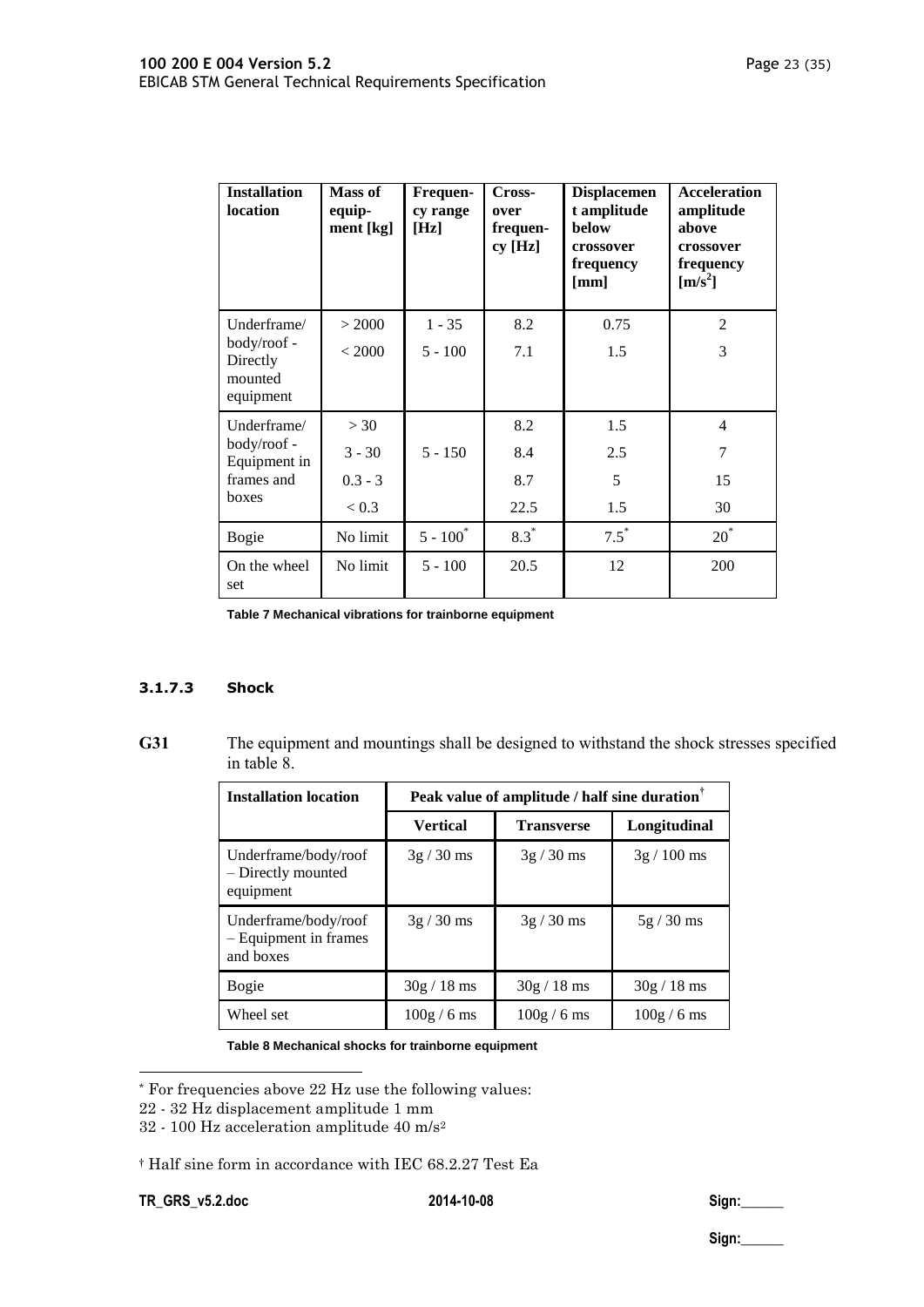| Installation location | Mass of equip-ment [kg] | Frequen-cy range [Hz] | Cross-over frequen-cy [Hz] | Displacement amplitude below crossover frequency [mm] | Acceleration amplitude above crossover frequency [m/s²] |
|---|---|---|---|---|---|
| Underframe/ body/roof - Directly mounted equipment | > 2000 | 1 - 35 | 8.2 | 0.75 | 2 |
| | < 2000 | 5 - 100 | 7.1 | 1.5 | 3 |
| Underframe/ body/roof - Equipment in frames and boxes | > 30 | 5 - 150 | 8.2 | 1.5 | 4 |
| | 3 - 30 | | 8.4 | 2.5 | 7 |
| | 0.3 - 3 | | 8.7 | 5 | 15 |
| | < 0.3 | | 22.5 | 1.5 | 30 |
| Bogie | No limit | 5 - 100* | 8.3* | 7.5* | 20* |
| On the wheel set | No limit | 5 - 100 | 20.5 | 12 | 200 |

**Table 7 Mechanical vibrations for trainborne equipment**

#### 3.1.7.3 Shock

**G31** The equipment and mountings shall be designed to withstand the shock stresses specified in table 8.

| Installation location | Peak value of amplitude / half sine duration† | | |
|---|---|---|---|
| | **Vertical** | **Transverse** | **Longitudinal** |
| Underframe/body/roof – Directly mounted equipment | 3g / 30 ms | 3g / 30 ms | 3g / 100 ms |
| Underframe/body/roof – Equipment in frames and boxes | 3g / 30 ms | 3g / 30 ms | 5g / 30 ms |
| Bogie | 30g / 18 ms | 30g / 18 ms | 30g / 18 ms |
| Wheel set | 100g / 6 ms | 100g / 6 ms | 100g / 6 ms |

**Table 8 Mechanical shocks for trainborne equipment**

---

* For frequencies above 22 Hz use the following values:
22 - 32 Hz displacement amplitude 1 mm
32 - 100 Hz acceleration amplitude 40 m/s²

† Half sine form in accordance with IEC 68.2.27 Test Ea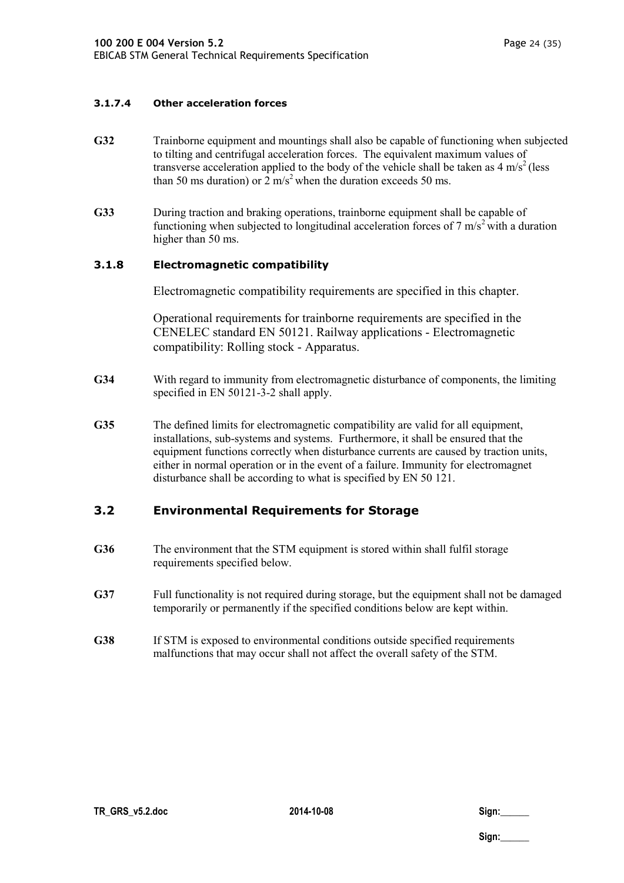#### 3.1.7.4 Other acceleration forces

**G32** Trainborne equipment and mountings shall also be capable of functioning when subjected to tilting and centrifugal acceleration forces. The equivalent maximum values of transverse acceleration applied to the body of the vehicle shall be taken as 4 $m/s^2$ (less than 50 ms duration) or 2 $m/s^2$ when the duration exceeds 50 ms.

**G33** During traction and braking operations, trainborne equipment shall be capable of functioning when subjected to longitudinal acceleration forces of 7 $m/s^2$ with a duration higher than 50 ms.

### 3.1.8 Electromagnetic compatibility

Electromagnetic compatibility requirements are specified in this chapter.

Operational requirements for trainborne requirements are specified in the CENELEC standard EN 50121. Railway applications - Electromagnetic compatibility: Rolling stock - Apparatus.

**G34** With regard to immunity from electromagnetic disturbance of components, the limiting specified in EN 50121-3-2 shall apply.

**G35** The defined limits for electromagnetic compatibility are valid for all equipment, installations, sub-systems and systems. Furthermore, it shall be ensured that the equipment functions correctly when disturbance currents are caused by traction units, either in normal operation or in the event of a failure. Immunity for electromagnet disturbance shall be according to what is specified by EN 50 121.

## 3.2 Environmental Requirements for Storage

**G36** The environment that the STM equipment is stored within shall fulfil storage requirements specified below.

**G37** Full functionality is not required during storage, but the equipment shall not be damaged temporarily or permanently if the specified conditions below are kept within.

**G38** If STM is exposed to environmental conditions outside specified requirements malfunctions that may occur shall not affect the overall safety of the STM.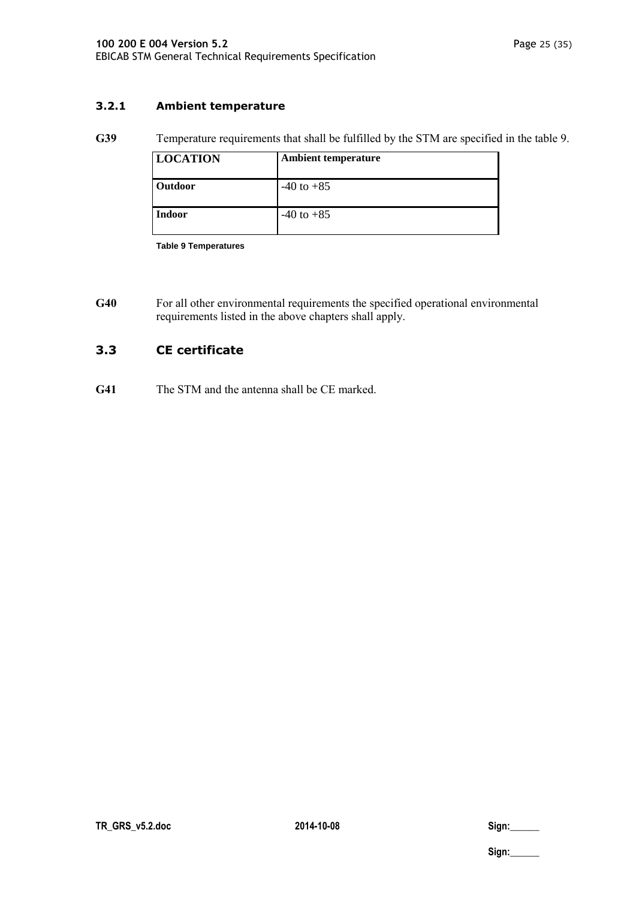### 3.2.1 Ambient temperature

**G39** Temperature requirements that shall be fulfilled by the STM are specified in the table 9.

| LOCATION | Ambient temperature |
|---|---|
| **Outdoor** | -40 to +85 |
| **Indoor** | -40 to +85 |

**Table 9 Temperatures**

**G40** For all other environmental requirements the specified operational environmental requirements listed in the above chapters shall apply.

## 3.3 CE certificate

**G41** The STM and the antenna shall be CE marked.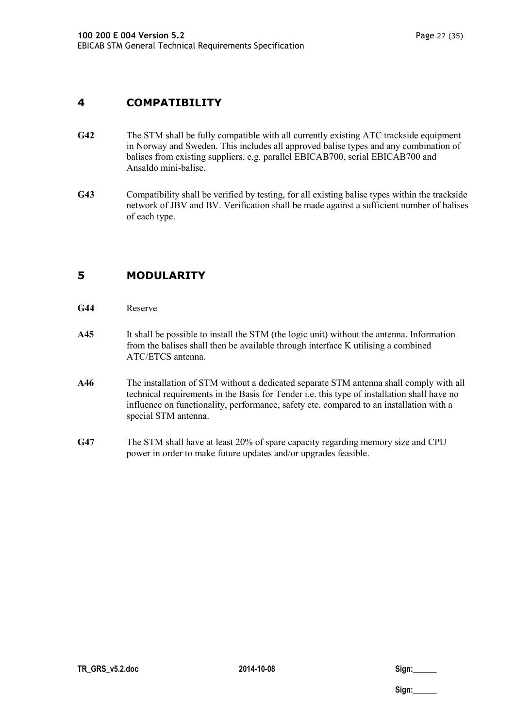# 4 COMPATIBILITY

**G42** The STM shall be fully compatible with all currently existing ATC trackside equipment in Norway and Sweden. This includes all approved balise types and any combination of balises from existing suppliers, e.g. parallel EBICAB700, serial EBICAB700 and Ansaldo mini-balise.

**G43** Compatibility shall be verified by testing, for all existing balise types within the trackside network of JBV and BV. Verification shall be made against a sufficient number of balises of each type.

# 5 MODULARITY

**G44** Reserve

**A45** It shall be possible to install the STM (the logic unit) without the antenna. Information from the balises shall then be available through interface K utilising a combined ATC/ETCS antenna.

**A46** The installation of STM without a dedicated separate STM antenna shall comply with all technical requirements in the Basis for Tender i.e. this type of installation shall have no influence on functionality, performance, safety etc. compared to an installation with a special STM antenna.

**G47** The STM shall have at least 20% of spare capacity regarding memory size and CPU power in order to make future updates and/or upgrades feasible.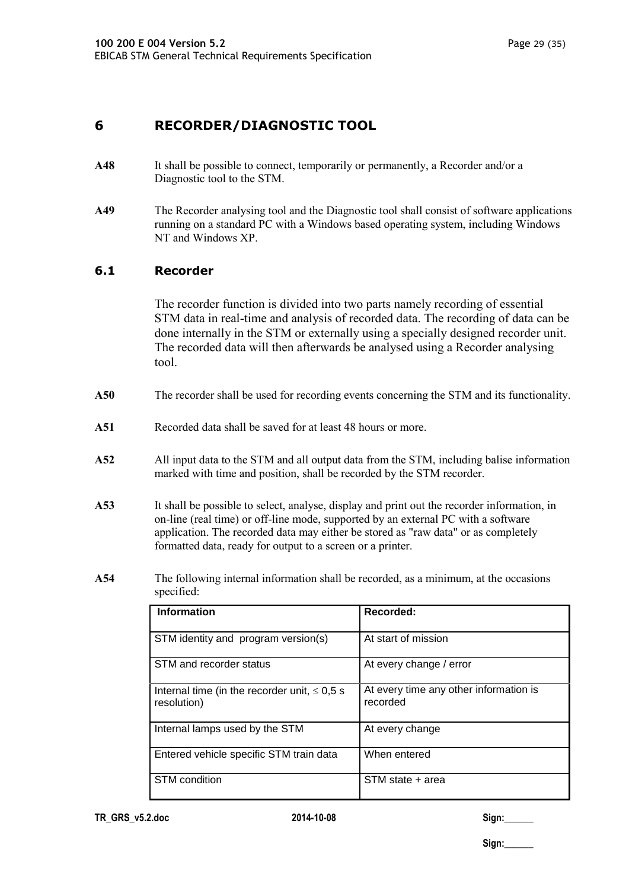# 6 RECORDER/DIAGNOSTIC TOOL

**A48** It shall be possible to connect, temporarily or permanently, a Recorder and/or a Diagnostic tool to the STM.

**A49** The Recorder analysing tool and the Diagnostic tool shall consist of software applications running on a standard PC with a Windows based operating system, including Windows NT and Windows XP.

## 6.1 Recorder

The recorder function is divided into two parts namely recording of essential STM data in real-time and analysis of recorded data. The recording of data can be done internally in the STM or externally using a specially designed recorder unit. The recorded data will then afterwards be analysed using a Recorder analysing tool.

**A50** The recorder shall be used for recording events concerning the STM and its functionality.

**A51** Recorded data shall be saved for at least 48 hours or more.

**A52** All input data to the STM and all output data from the STM, including balise information marked with time and position, shall be recorded by the STM recorder.

**A53** It shall be possible to select, analyse, display and print out the recorder information, in on-line (real time) or off-line mode, supported by an external PC with a software application. The recorded data may either be stored as "raw data" or as completely formatted data, ready for output to a screen or a printer.

**A54** The following internal information shall be recorded, as a minimum, at the occasions specified:

| Information | Recorded: |
|---|---|
| STM identity and program version(s) | At start of mission |
| STM and recorder status | At every change / error |
| Internal time (in the recorder unit, $\leq$ 0,5 s resolution) | At every time any other information is recorded |
| Internal lamps used by the STM | At every change |
| Entered vehicle specific STM train data | When entered |
| STM condition | STM state + area |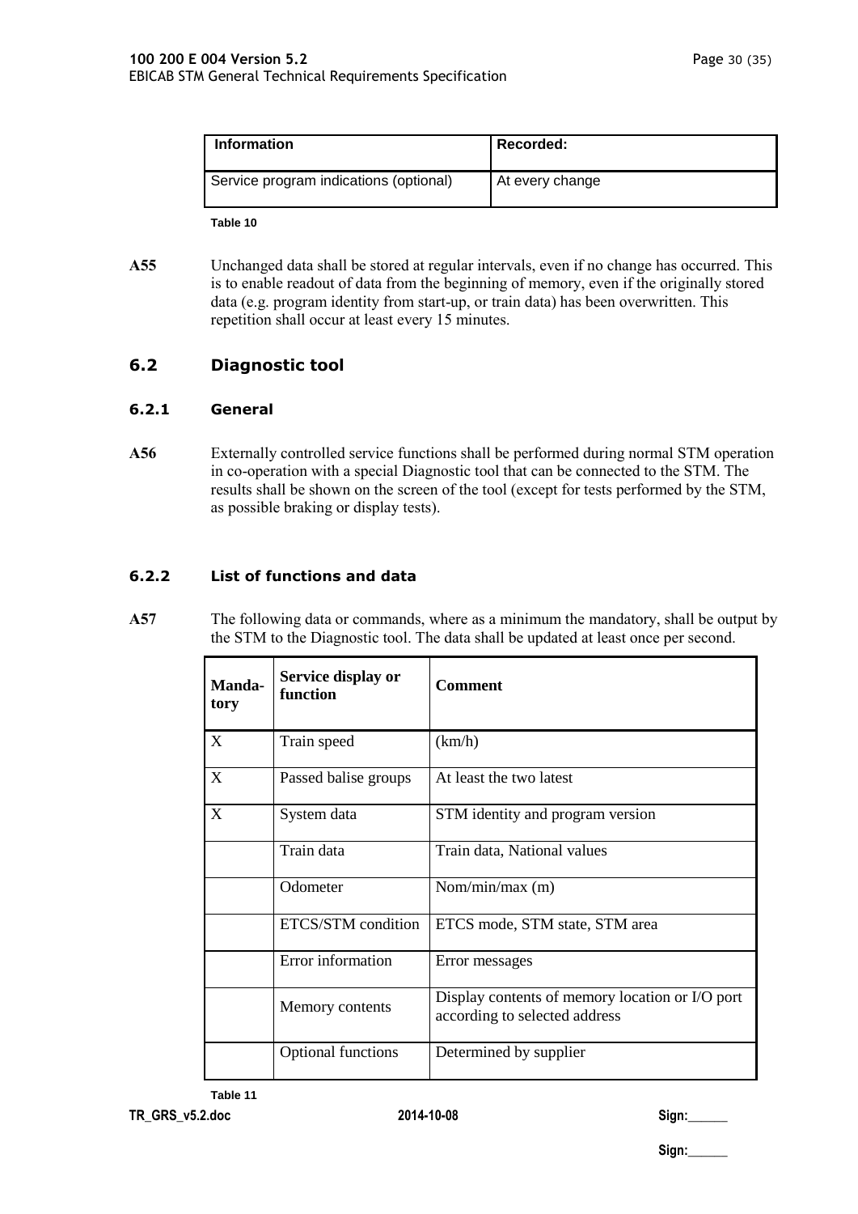| Information | Recorded: |
|---|---|
| Service program indications (optional) | At every change |

Table 10

**A55** Unchanged data shall be stored at regular intervals, even if no change has occurred. This is to enable readout of data from the beginning of memory, even if the originally stored data (e.g. program identity from start-up, or train data) has been overwritten. This repetition shall occur at least every 15 minutes.

## 6.2 Diagnostic tool

### 6.2.1 General

**A56** Externally controlled service functions shall be performed during normal STM operation in co-operation with a special Diagnostic tool that can be connected to the STM. The results shall be shown on the screen of the tool (except for tests performed by the STM, as possible braking or display tests).

### 6.2.2 List of functions and data

**A57** The following data or commands, where as a minimum the mandatory, shall be output by the STM to the Diagnostic tool. The data shall be updated at least once per second.

| Manda-tory | Service display or function | Comment |
|---|---|---|
| X | Train speed | (km/h) |
| X | Passed balise groups | At least the two latest |
| X | System data | STM identity and program version |
| | Train data | Train data, National values |
| | Odometer | Nom/min/max (m) |
| | ETCS/STM condition | ETCS mode, STM state, STM area |
| | Error information | Error messages |
| | Memory contents | Display contents of memory location or I/O port according to selected address |
| | Optional functions | Determined by supplier |

Table 11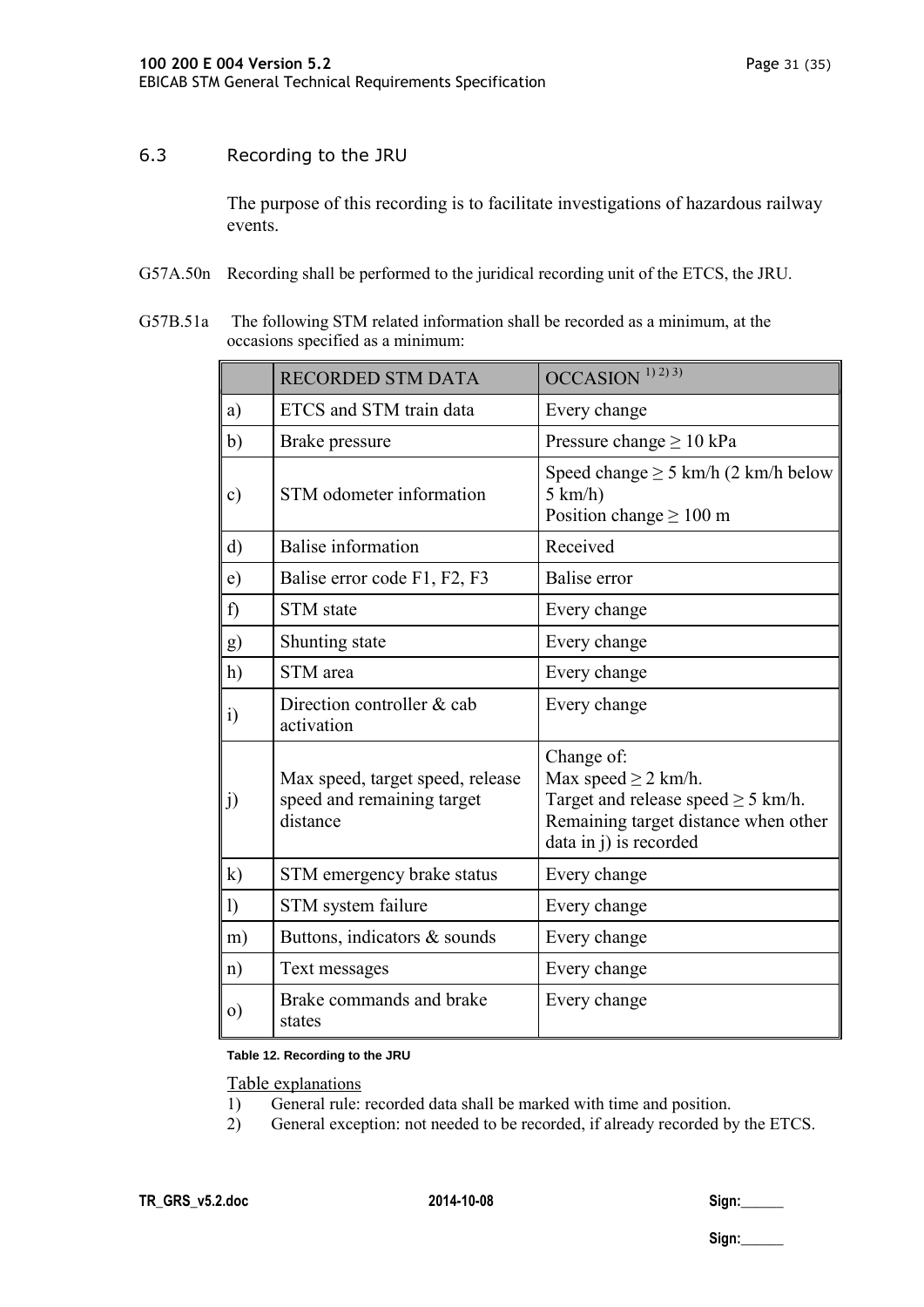## 6.3 Recording to the JRU

The purpose of this recording is to facilitate investigations of hazardous railway events.

G57A.50n Recording shall be performed to the juridical recording unit of the ETCS, the JRU.

G57B.51a The following STM related information shall be recorded as a minimum, at the occasions specified as a minimum:

| | RECORDED STM DATA | OCCASION [1) 2) 3)] |
|---|---|---|
| a) | ETCS and STM train data | Every change |
| b) | Brake pressure | Pressure change ≥ 10 kPa |
| c) | STM odometer information | Speed change ≥ 5 km/h (2 km/h below 5 km/h)<br>Position change ≥ 100 m |
| d) | Balise information | Received |
| e) | Balise error code F1, F2, F3 | Balise error |
| f) | STM state | Every change |
| g) | Shunting state | Every change |
| h) | STM area | Every change |
| i) | Direction controller & cab activation | Every change |
| j) | Max speed, target speed, release speed and remaining target distance | Change of:<br>Max speed ≥ 2 km/h.<br>Target and release speed ≥ 5 km/h.<br>Remaining target distance when other data in j) is recorded |
| k) | STM emergency brake status | Every change |
| l) | STM system failure | Every change |
| m) | Buttons, indicators & sounds | Every change |
| n) | Text messages | Every change |
| o) | Brake commands and brake states | Every change |

**Table 12. Recording to the JRU**

Table explanations

1) General rule: recorded data shall be marked with time and position.
2) General exception: not needed to be recorded, if already recorded by the ETCS.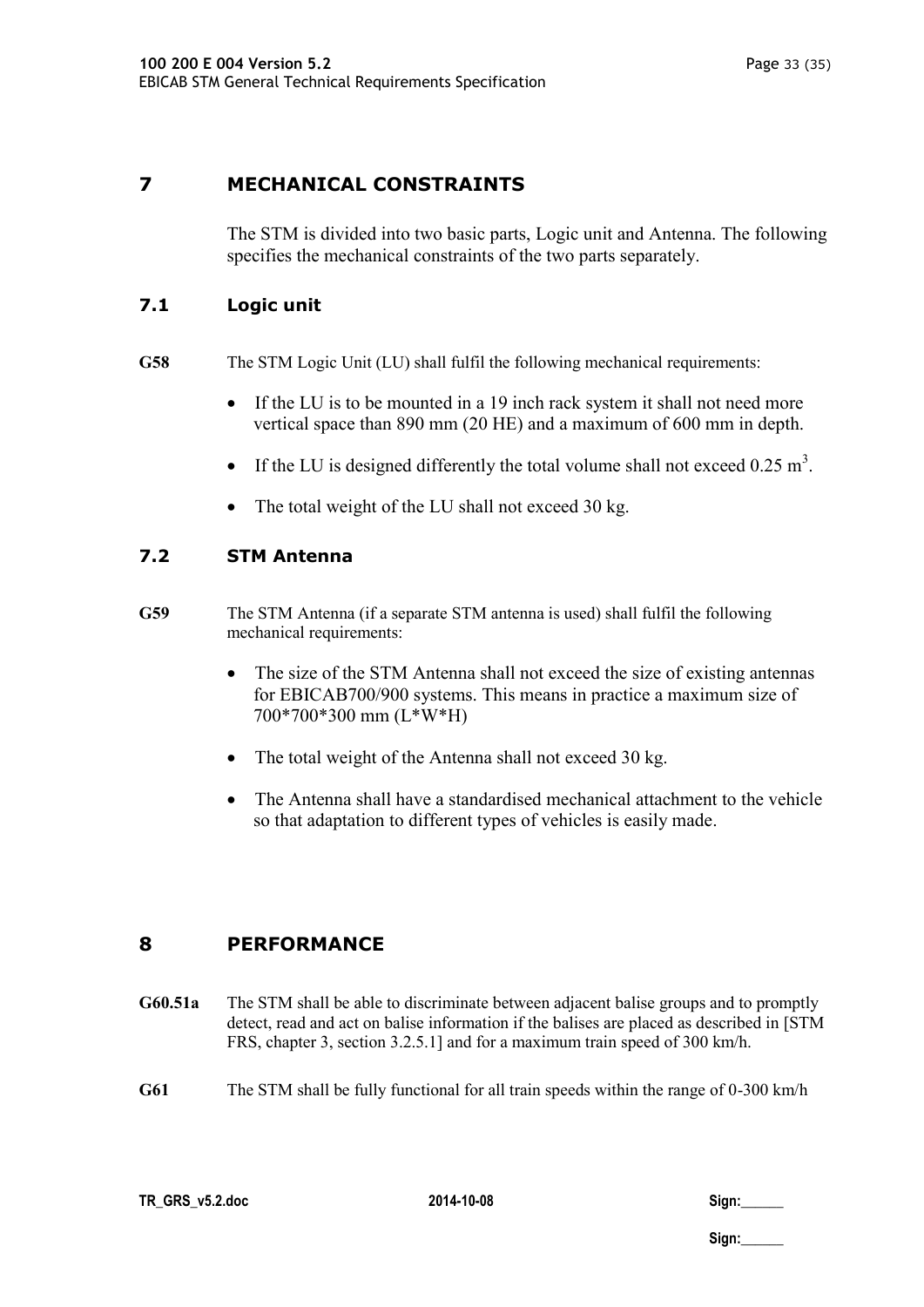# 7 MECHANICAL CONSTRAINTS

The STM is divided into two basic parts, Logic unit and Antenna. The following specifies the mechanical constraints of the two parts separately.

## 7.1 Logic unit

**G58** The STM Logic Unit (LU) shall fulfil the following mechanical requirements:

- If the LU is to be mounted in a 19 inch rack system it shall not need more vertical space than 890 mm (20 HE) and a maximum of 600 mm in depth.
- If the LU is designed differently the total volume shall not exceed 0.25 $m^3$.
- The total weight of the LU shall not exceed 30 kg.

## 7.2 STM Antenna

**G59** The STM Antenna (if a separate STM antenna is used) shall fulfil the following mechanical requirements:

- The size of the STM Antenna shall not exceed the size of existing antennas for EBICAB700/900 systems. This means in practice a maximum size of 700*700*300 mm (L*W*H)
- The total weight of the Antenna shall not exceed 30 kg.
- The Antenna shall have a standardised mechanical attachment to the vehicle so that adaptation to different types of vehicles is easily made.

# 8 PERFORMANCE

**G60.51a** The STM shall be able to discriminate between adjacent balise groups and to promptly detect, read and act on balise information if the balises are placed as described in [STM FRS, chapter 3, section 3.2.5.1] and for a maximum train speed of 300 km/h.

**G61** The STM shall be fully functional for all train speeds within the range of 0-300 km/h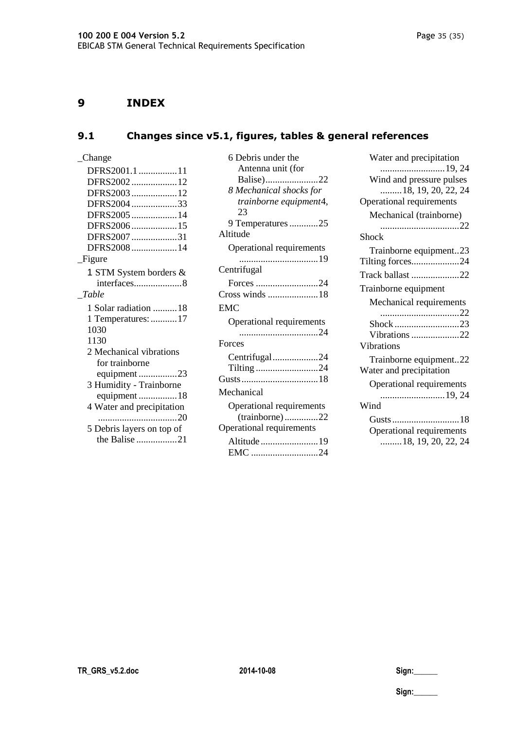# 9 INDEX

## 9.1 Changes since v5.1, figures, tables & general references

_Change
- DFRS2001.1 ................11
- DFRS2002 ...................12
- DFRS2003 ...................12
- DFRS2004 ...................33
- DFRS2005 ...................14
- DFRS2006 ...................15
- DFRS2007 ...................31
- DFRS2008 ...................14

_Figure
- 1 STM System borders & interfaces....................8

*_Table*
- 1 Solar radiation ..........18
- 1 Temperatures: ...........17
- 1030
- 1130
- 2 Mechanical vibrations for trainborne equipment ................23
- 3 Humidity - Trainborne equipment ................18
- 4 Water and precipitation .................................20
- 5 Debris layers on top of the Balise .................21
- 6 Debris under the Antenna unit (for Balise)......................22
- *8 Mechanical shocks for trainborne equipment*4, 23
- 9 Temperatures ............25

Altitude
- Operational requirements .................................19

Centrifugal
- Forces ..........................24

Cross winds .....................18

EMC
- Operational requirements .................................24

Forces
- Centrifugal...................24
- Tilting ..........................24

Gusts................................18

Mechanical
- Operational requirements (trainborne) ..............22

Operational requirements
- Altitude ........................19
- EMC ............................24
- Water and precipitation ...........................19, 24
- Wind and pressure pulses .........18, 19, 20, 22, 24

Operational requirements
- Mechanical (trainborne) .................................22

Shock
- Trainborne equipment..23

Tilting forces....................24

Track ballast ....................22

Trainborne equipment
- Mechanical requirements .................................22
- Shock ...........................23
- Vibrations ....................22

Vibrations
- Trainborne equipment..22

Water and precipitation
- Operational requirements ...........................19, 24

Wind
- Gusts ............................18
- Operational requirements .........18, 19, 20, 22, 24